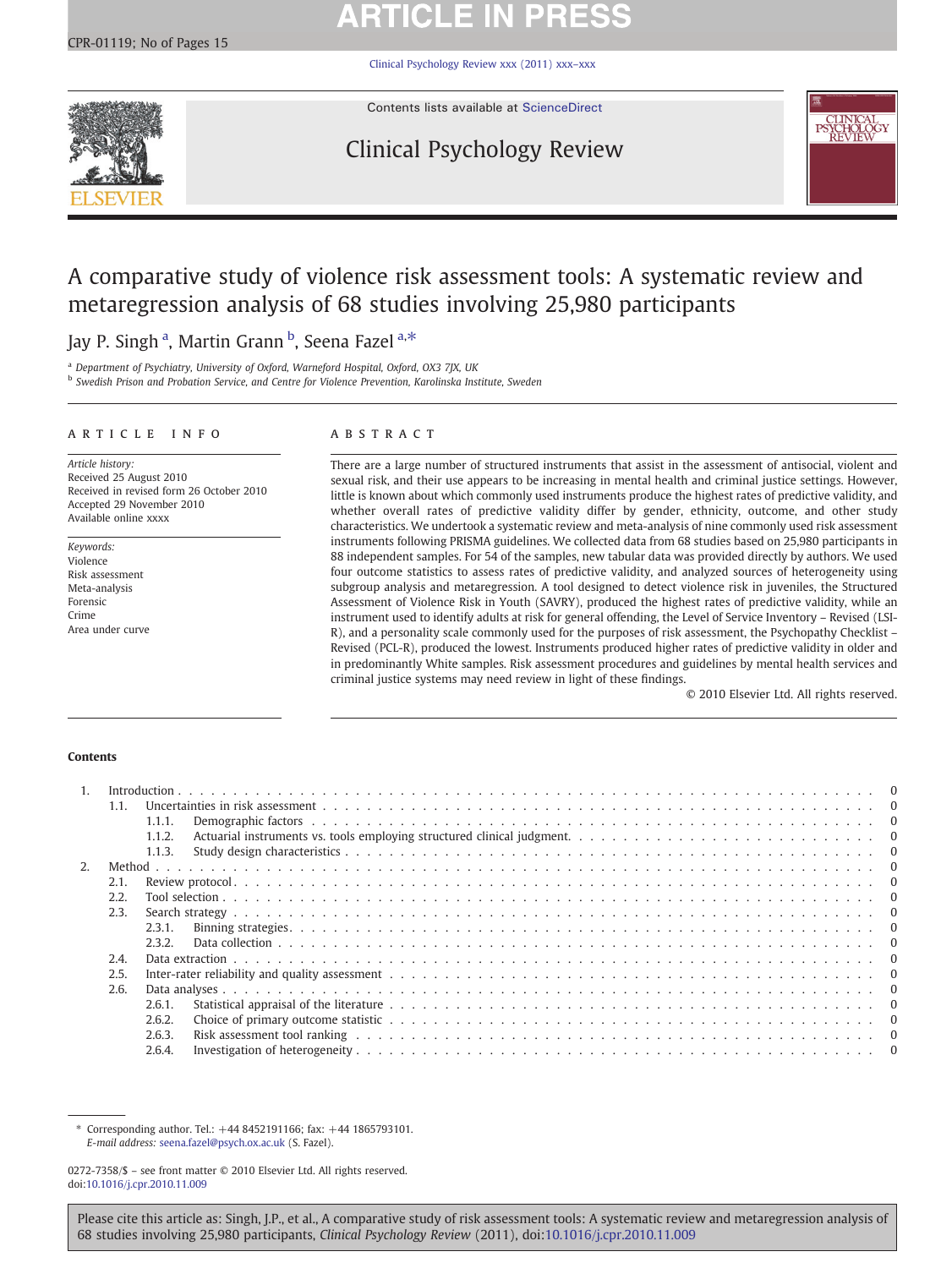# A comparative study of violence risk assessment tools: A systematic review and metaregression analysis of 68 studies involving 25,980 participants

Jay P. Singh [a], Martin Grann [b], Seena Fazel [a,*]

[a] Department of Psychiatry, University of Oxford, Warneford Hospital, Oxford, OX3 7JX, UK
[b] Swedish Prison and Probation Service, and Centre for Violence Prevention, Karolinska Institute, Sweden

## ARTICLE INFO

*Article history:*
Received 25 August 2010
Received in revised form 26 October 2010
Accepted 29 November 2010
Available online xxxx

*Keywords:*
Violence
Risk assessment
Meta-analysis
Forensic
Crime
Area under curve

## ABSTRACT

There are a large number of structured instruments that assist in the assessment of antisocial, violent and sexual risk, and their use appears to be increasing in mental health and criminal justice settings. However, little is known about which commonly used instruments produce the highest rates of predictive validity, and whether overall rates of predictive validity differ by gender, ethnicity, outcome, and other study characteristics. We undertook a systematic review and meta-analysis of nine commonly used risk assessment instruments following PRISMA guidelines. We collected data from 68 studies based on 25,980 participants in 88 independent samples. For 54 of the samples, new tabular data was provided directly by authors. We used four outcome statistics to assess rates of predictive validity, and analyzed sources of heterogeneity using subgroup analysis and metaregression. A tool designed to detect violence risk in juveniles, the Structured Assessment of Violence Risk in Youth (SAVRY), produced the highest rates of predictive validity, while an instrument used to identify adults at risk for general offending, the Level of Service Inventory – Revised (LSI-R), and a personality scale commonly used for the purposes of risk assessment, the Psychopathy Checklist – Revised (PCL-R), produced the lowest. Instruments produced higher rates of predictive validity in older and in predominantly White samples. Risk assessment procedures and guidelines by mental health services and criminal justice systems may need review in light of these findings.

© 2010 Elsevier Ltd. All rights reserved.

**Contents**

1. Introduction . . . 0
   1.1. Uncertainties in risk assessment . . . 0
      1.1.1. Demographic factors . . . 0
      1.1.2. Actuarial instruments vs. tools employing structured clinical judgment. . . . 0
      1.1.3. Study design characteristics . . . 0
2. Method . . . 0
   2.1. Review protocol . . . 0
   2.2. Tool selection . . . 0
   2.3. Search strategy . . . 0
      2.3.1. Binning strategies. . . . 0
      2.3.2. Data collection . . . 0
   2.4. Data extraction . . . 0
   2.5. Inter-rater reliability and quality assessment . . . 0
   2.6. Data analyses . . . 0
      2.6.1. Statistical appraisal of the literature . . . 0
      2.6.2. Choice of primary outcome statistic . . . 0
      2.6.3. Risk assessment tool ranking . . . 0
      2.6.4. Investigation of heterogeneity . . . 0

\* Corresponding author. Tel.: +44 8452191166; fax: +44 1865793101.
*E-mail address:* seena.fazel@psych.ox.ac.uk (S. Fazel).

0272-7358/$ – see front matter © 2010 Elsevier Ltd. All rights reserved.
doi:10.1016/j.cpr.2010.11.009

Please cite this article as: Singh, J.P., et al., A comparative study of risk assessment tools: A systematic review and metaregression analysis of 68 studies involving 25,980 participants, *Clinical Psychology Review* (2011), doi:10.1016/j.cpr.2010.11.009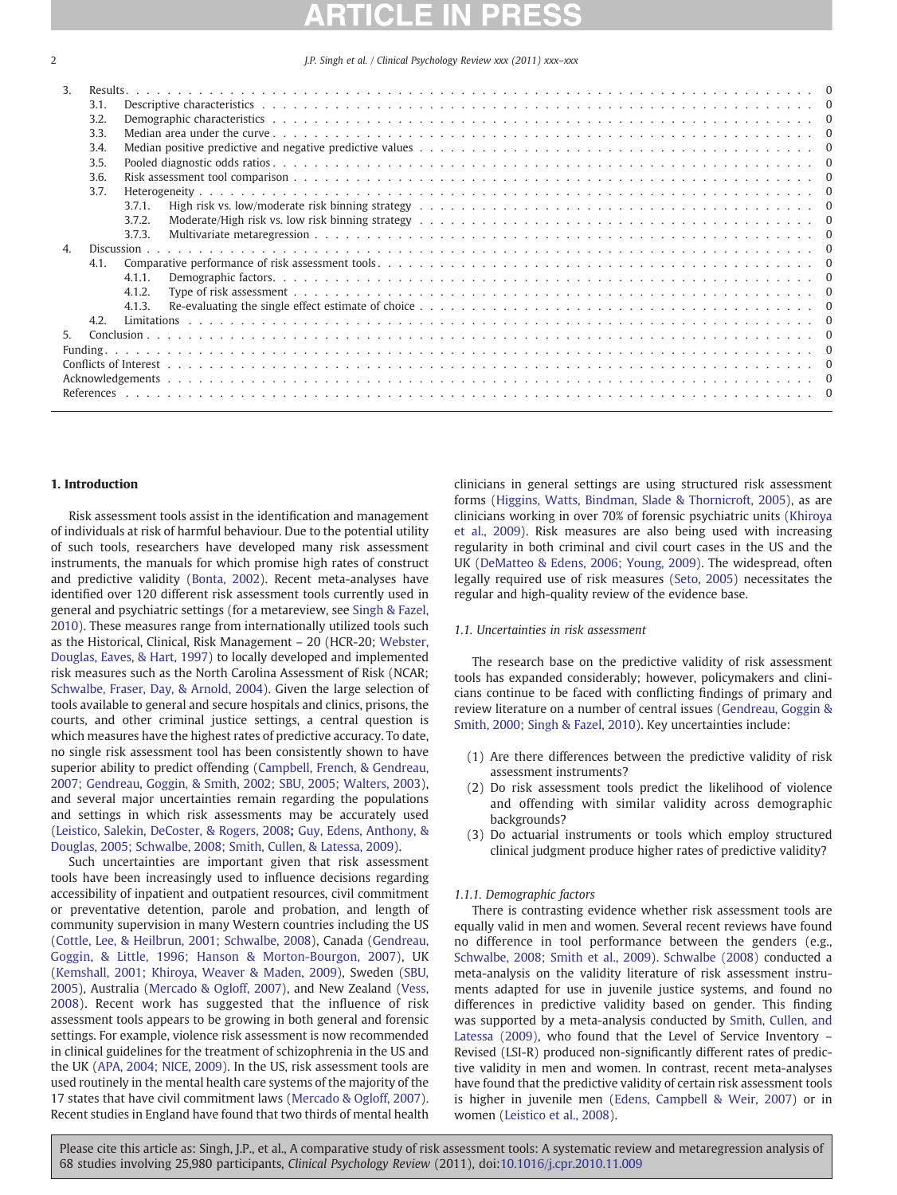3. Results . . . . . 0
   3.1. Descriptive characteristics . . . . . 0
   3.2. Demographic characteristics . . . . . 0
   3.3. Median area under the curve . . . . . 0
   3.4. Median positive predictive and negative predictive values . . . . . 0
   3.5. Pooled diagnostic odds ratios . . . . . 0
   3.6. Risk assessment tool comparison . . . . . 0
   3.7. Heterogeneity . . . . . 0
      3.7.1. High risk vs. low/moderate risk binning strategy . . . . . 0
      3.7.2. Moderate/High risk vs. low risk binning strategy . . . . . 0
      3.7.3. Multivariate metaregression . . . . . 0
4. Discussion . . . . . 0
   4.1. Comparative performance of risk assessment tools . . . . . 0
      4.1.1. Demographic factors . . . . . 0
      4.1.2. Type of risk assessment . . . . . 0
      4.1.3. Re-evaluating the single effect estimate of choice . . . . . 0
   4.2. Limitations . . . . . 0
5. Conclusion . . . . . 0
Funding . . . . . 0
Conflicts of Interest . . . . . 0
Acknowledgements . . . . . 0
References . . . . . 0

## 1. Introduction

Risk assessment tools assist in the identification and management of individuals at risk of harmful behaviour. Due to the potential utility of such tools, researchers have developed many risk assessment instruments, the manuals for which promise high rates of construct and predictive validity (Bonta, 2002). Recent meta-analyses have identified over 120 different risk assessment tools currently used in general and psychiatric settings (for a metareview, see Singh & Fazel, 2010). These measures range from internationally utilized tools such as the Historical, Clinical, Risk Management – 20 (HCR-20; Webster, Douglas, Eaves, & Hart, 1997) to locally developed and implemented risk measures such as the North Carolina Assessment of Risk (NCAR; Schwalbe, Fraser, Day, & Arnold, 2004). Given the large selection of tools available to general and secure hospitals and clinics, prisons, the courts, and other criminal justice settings, a central question is which measures have the highest rates of predictive accuracy. To date, no single risk assessment tool has been consistently shown to have superior ability to predict offending (Campbell, French, & Gendreau, 2007; Gendreau, Goggin, & Smith, 2002; SBU, 2005; Walters, 2003), and several major uncertainties remain regarding the populations and settings in which risk assessments may be accurately used (Leistico, Salekin, DeCoster, & Rogers, 2008; Guy, Edens, Anthony, & Douglas, 2005; Schwalbe, 2008; Smith, Cullen, & Latessa, 2009).

Such uncertainties are important given that risk assessment tools have been increasingly used to influence decisions regarding accessibility of inpatient and outpatient resources, civil commitment or preventative detention, parole and probation, and length of community supervision in many Western countries including the US (Cottle, Lee, & Heilbrun, 2001; Schwalbe, 2008), Canada (Gendreau, Goggin, & Little, 1996; Hanson & Morton-Bourgon, 2007), UK (Kemshall, 2001; Khiroya, Weaver & Maden, 2009), Sweden (SBU, 2005), Australia (Mercado & Ogloff, 2007), and New Zealand (Vess, 2008). Recent work has suggested that the influence of risk assessment tools appears to be growing in both general and forensic settings. For example, violence risk assessment is now recommended in clinical guidelines for the treatment of schizophrenia in the US and the UK (APA, 2004; NICE, 2009). In the US, risk assessment tools are used routinely in the mental health care systems of the majority of the 17 states that have civil commitment laws (Mercado & Ogloff, 2007). Recent studies in England have found that two thirds of mental health clinicians in general settings are using structured risk assessment forms (Higgins, Watts, Bindman, Slade & Thornicroft, 2005), as are clinicians working in over 70% of forensic psychiatric units (Khiroya et al., 2009). Risk measures are also being used with increasing regularity in both criminal and civil court cases in the US and the UK (DeMatteo & Edens, 2006; Young, 2009). The widespread, often legally required use of risk measures (Seto, 2005) necessitates the regular and high-quality review of the evidence base.

### 1.1. Uncertainties in risk assessment

The research base on the predictive validity of risk assessment tools has expanded considerably; however, policymakers and clinicians continue to be faced with conflicting findings of primary and review literature on a number of central issues (Gendreau, Goggin & Smith, 2000; Singh & Fazel, 2010). Key uncertainties include:

(1) Are there differences between the predictive validity of risk assessment instruments?
(2) Do risk assessment tools predict the likelihood of violence and offending with similar validity across demographic backgrounds?
(3) Do actuarial instruments or tools which employ structured clinical judgment produce higher rates of predictive validity?

#### 1.1.1. Demographic factors

There is contrasting evidence whether risk assessment tools are equally valid in men and women. Several recent reviews have found no difference in tool performance between the genders (e.g., Schwalbe, 2008; Smith et al., 2009). Schwalbe (2008) conducted a meta-analysis on the validity literature of risk assessment instruments adapted for use in juvenile justice systems, and found no differences in predictive validity based on gender. This finding was supported by a meta-analysis conducted by Smith, Cullen, and Latessa (2009), who found that the Level of Service Inventory – Revised (LSI-R) produced non-significantly different rates of predictive validity in men and women. In contrast, recent meta-analyses have found that the predictive validity of certain risk assessment tools is higher in juvenile men (Edens, Campbell & Weir, 2007) or in women (Leistico et al., 2008).

Please cite this article as: Singh, J.P., et al., A comparative study of risk assessment tools: A systematic review and metaregression analysis of 68 studies involving 25,980 participants, *Clinical Psychology Review* (2011), doi:10.1016/j.cpr.2010.11.009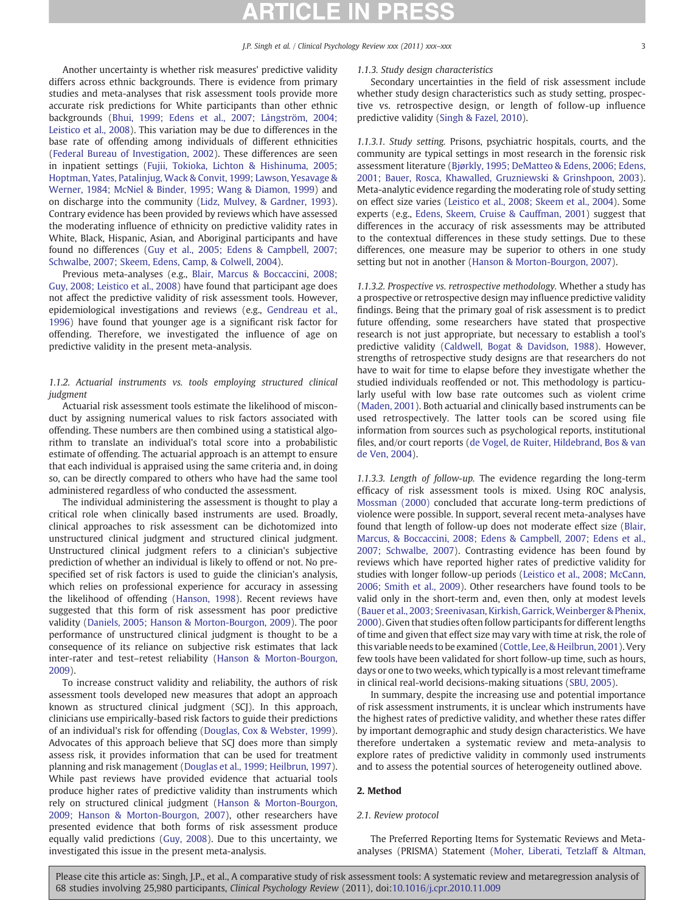Another uncertainty is whether risk measures' predictive validity differs across ethnic backgrounds. There is evidence from primary studies and meta-analyses that risk assessment tools provide more accurate risk predictions for White participants than other ethnic backgrounds (Bhui, 1999; Edens et al., 2007; Långström, 2004; Leistico et al., 2008). This variation may be due to differences in the base rate of offending among individuals of different ethnicities (Federal Bureau of Investigation, 2002). These differences are seen in inpatient settings (Fujii, Tokioka, Lichton & Hishinuma, 2005; Hoptman, Yates, Patalinjug, Wack & Convit, 1999; Lawson, Yesavage & Werner, 1984; McNiel & Binder, 1995; Wang & Diamon, 1999) and on discharge into the community (Lidz, Mulvey, & Gardner, 1993). Contrary evidence has been provided by reviews which have assessed the moderating influence of ethnicity on predictive validity rates in White, Black, Hispanic, Asian, and Aboriginal participants and have found no differences (Guy et al., 2005; Edens & Campbell, 2007; Schwalbe, 2007; Skeem, Edens, Camp, & Colwell, 2004).

Previous meta-analyses (e.g., Blair, Marcus & Boccaccini, 2008; Guy, 2008; Leistico et al., 2008) have found that participant age does not affect the predictive validity of risk assessment tools. However, epidemiological investigations and reviews (e.g., Gendreau et al., 1996) have found that younger age is a significant risk factor for offending. Therefore, we investigated the influence of age on predictive validity in the present meta-analysis.

#### 1.1.2. Actuarial instruments vs. tools employing structured clinical judgment

Actuarial risk assessment tools estimate the likelihood of misconduct by assigning numerical values to risk factors associated with offending. These numbers are then combined using a statistical algorithm to translate an individual's total score into a probabilistic estimate of offending. The actuarial approach is an attempt to ensure that each individual is appraised using the same criteria and, in doing so, can be directly compared to others who have had the same tool administered regardless of who conducted the assessment.

The individual administering the assessment is thought to play a critical role when clinically based instruments are used. Broadly, clinical approaches to risk assessment can be dichotomized into unstructured clinical judgment and structured clinical judgment. Unstructured clinical judgment refers to a clinician's subjective prediction of whether an individual is likely to offend or not. No pre-specified set of risk factors is used to guide the clinician's analysis, which relies on professional experience for accuracy in assessing the likelihood of offending (Hanson, 1998). Recent reviews have suggested that this form of risk assessment has poor predictive validity (Daniels, 2005; Hanson & Morton-Bourgon, 2009). The poor performance of unstructured clinical judgment is thought to be a consequence of its reliance on subjective risk estimates that lack inter-rater and test–retest reliability (Hanson & Morton-Bourgon, 2009).

To increase construct validity and reliability, the authors of risk assessment tools developed new measures that adopt an approach known as structured clinical judgment (SCJ). In this approach, clinicians use empirically-based risk factors to guide their predictions of an individual's risk for offending (Douglas, Cox & Webster, 1999). Advocates of this approach believe that SCJ does more than simply assess risk, it provides information that can be used for treatment planning and risk management (Douglas et al., 1999; Heilbrun, 1997). While past reviews have provided evidence that actuarial tools produce higher rates of predictive validity than instruments which rely on structured clinical judgment (Hanson & Morton-Bourgon, 2009; Hanson & Morton-Bourgon, 2007), other researchers have presented evidence that both forms of risk assessment produce equally valid predictions (Guy, 2008). Due to this uncertainty, we investigated this issue in the present meta-analysis.

#### 1.1.3. Study design characteristics

Secondary uncertainties in the field of risk assessment include whether study design characteristics such as study setting, prospective vs. retrospective design, or length of follow-up influence predictive validity (Singh & Fazel, 2010).

*1.1.3.1. Study setting.* Prisons, psychiatric hospitals, courts, and the community are typical settings in most research in the forensic risk assessment literature (Bjørkly, 1995; DeMatteo & Edens, 2006; Edens, 2001; Bauer, Rosca, Khawalled, Gruzniewski & Grinshpoon, 2003). Meta-analytic evidence regarding the moderating role of study setting on effect size varies (Leistico et al., 2008; Skeem et al., 2004). Some experts (e.g., Edens, Skeem, Cruise & Cauffman, 2001) suggest that differences in the accuracy of risk assessments may be attributed to the contextual differences in these study settings. Due to these differences, one measure may be superior to others in one study setting but not in another (Hanson & Morton-Bourgon, 2007).

*1.1.3.2. Prospective vs. retrospective methodology.* Whether a study has a prospective or retrospective design may influence predictive validity findings. Being that the primary goal of risk assessment is to predict future offending, some researchers have stated that prospective research is not just appropriate, but necessary to establish a tool's predictive validity (Caldwell, Bogat & Davidson, 1988). However, strengths of retrospective study designs are that researchers do not have to wait for time to elapse before they investigate whether the studied individuals reoffended or not. This methodology is particularly useful with low base rate outcomes such as violent crime (Maden, 2001). Both actuarial and clinically based instruments can be used retrospectively. The latter tools can be scored using file information from sources such as psychological reports, institutional files, and/or court reports (de Vogel, de Ruiter, Hildebrand, Bos & van de Ven, 2004).

*1.1.3.3. Length of follow-up.* The evidence regarding the long-term efficacy of risk assessment tools is mixed. Using ROC analysis, Mossman (2000) concluded that accurate long-term predictions of violence were possible. In support, several recent meta-analyses have found that length of follow-up does not moderate effect size (Blair, Marcus, & Boccaccini, 2008; Edens & Campbell, 2007; Edens et al., 2007; Schwalbe, 2007). Contrasting evidence has been found by reviews which have reported higher rates of predictive validity for studies with longer follow-up periods (Leistico et al., 2008; McCann, 2006; Smith et al., 2009). Other researchers have found tools to be valid only in the short-term and, even then, only at modest levels (Bauer et al., 2003; Sreenivasan, Kirkish, Garrick, Weinberger & Phenix, 2000). Given that studies often follow participants for different lengths of time and given that effect size may vary with time at risk, the role of this variable needs to be examined (Cottle, Lee, & Heilbrun, 2001). Very few tools have been validated for short follow-up time, such as hours, days or one to two weeks, which typically is a most relevant timeframe in clinical real-world decisions-making situations (SBU, 2005).

In summary, despite the increasing use and potential importance of risk assessment instruments, it is unclear which instruments have the highest rates of predictive validity, and whether these rates differ by important demographic and study design characteristics. We have therefore undertaken a systematic review and meta-analysis to explore rates of predictive validity in commonly used instruments and to assess the potential sources of heterogeneity outlined above.

## 2. Method

### 2.1. Review protocol

The Preferred Reporting Items for Systematic Reviews and Meta-analyses (PRISMA) Statement (Moher, Liberati, Tetzlaff & Altman,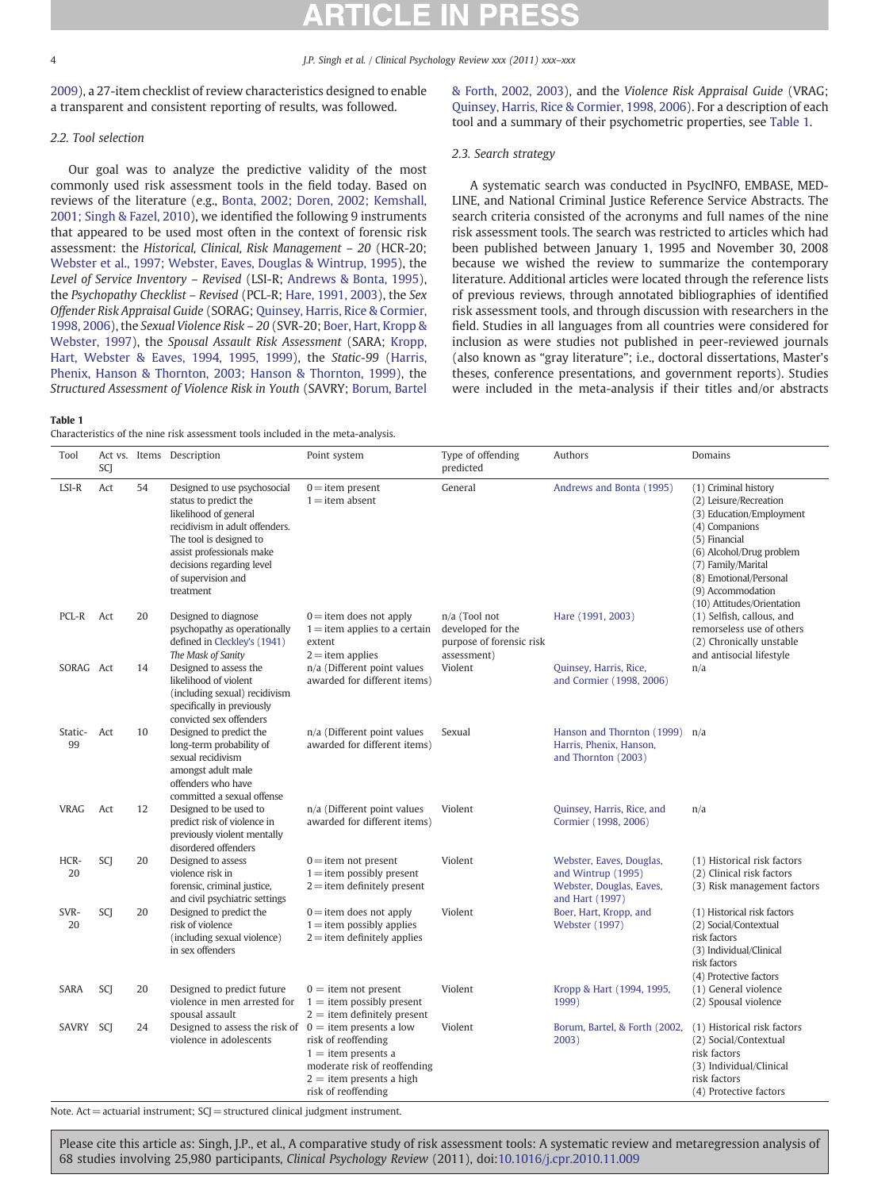2009), a 27-item checklist of review characteristics designed to enable a transparent and consistent reporting of results, was followed.

### 2.2. Tool selection

Our goal was to analyze the predictive validity of the most commonly used risk assessment tools in the field today. Based on reviews of the literature (e.g., Bonta, 2002; Doren, 2002; Kemshall, 2001; Singh & Fazel, 2010), we identified the following 9 instruments that appeared to be used most often in the context of forensic risk assessment: the *Historical, Clinical, Risk Management – 20* (HCR-20; Webster et al., 1997; Webster, Eaves, Douglas & Wintrup, 1995), the *Level of Service Inventory – Revised* (LSI-R; Andrews & Bonta, 1995), the *Psychopathy Checklist – Revised* (PCL-R; Hare, 1991, 2003), the *Sex Offender Risk Appraisal Guide* (SORAG; Quinsey, Harris, Rice & Cormier, 1998, 2006), the *Sexual Violence Risk – 20* (SVR-20; Boer, Hart, Kropp & Webster, 1997), the *Spousal Assault Risk Assessment* (SARA; Kropp, Hart, Webster & Eaves, 1994, 1995, 1999), the *Static-99* (Harris, Phenix, Hanson & Thornton, 2003; Hanson & Thornton, 1999), the *Structured Assessment of Violence Risk in Youth* (SAVRY; Borum, Bartel & Forth, 2002, 2003), and the *Violence Risk Appraisal Guide* (VRAG; Quinsey, Harris, Rice & Cormier, 1998, 2006). For a description of each tool and a summary of their psychometric properties, see Table 1.

### 2.3. Search strategy

A systematic search was conducted in PsycINFO, EMBASE, MEDLINE, and National Criminal Justice Reference Service Abstracts. The search criteria consisted of the acronyms and full names of the nine risk assessment tools. The search was restricted to articles which had been published between January 1, 1995 and November 30, 2008 because we wished the review to summarize the contemporary literature. Additional articles were located through the reference lists of previous reviews, through annotated bibliographies of identified risk assessment tools, and through discussion with researchers in the field. Studies in all languages from all countries were considered for inclusion as were studies not published in peer-reviewed journals (also known as "gray literature"; i.e., doctoral dissertations, Master's theses, conference presentations, and government reports). Studies were included in the meta-analysis if their titles and/or abstracts

**Table 1**
Characteristics of the nine risk assessment tools included in the meta-analysis.

| Tool | Act vs. SCJ | Items | Description | Point system | Type of offending predicted | Authors | Domains |
|---|---|---|---|---|---|---|---|
| LSI-R | Act | 54 | Designed to use psychosocial status to predict the likelihood of general recidivism in adult offenders. The tool is designed to assist professionals make decisions regarding level of supervision and treatment | 0 = item present<br>1 = item absent | General | Andrews and Bonta (1995) | (1) Criminal history<br>(2) Leisure/Recreation<br>(3) Education/Employment<br>(4) Companions<br>(5) Financial<br>(6) Alcohol/Drug problem<br>(7) Family/Marital<br>(8) Emotional/Personal<br>(9) Accommodation<br>(10) Attitudes/Orientation |
| PCL-R | Act | 20 | Designed to diagnose psychopathy as operationally defined in Cleckley's (1941) *The Mask of Sanity* | 0 = item does not apply<br>1 = item applies to a certain extent<br>2 = item applies | n/a (Tool not developed for the purpose of forensic risk assessment) | Hare (1991, 2003) | (1) Selfish, callous, and remorseless use of others<br>(2) Chronically unstable and antisocial lifestyle |
| SORAG | Act | 14 | Designed to assess the likelihood of violent (including sexual) recidivism specifically in previously convicted sex offenders | n/a (Different point values awarded for different items) | Violent | Quinsey, Harris, Rice, and Cormier (1998, 2006) | n/a |
| Static-99 | Act | 10 | Designed to predict the long-term probability of sexual recidivism amongst adult male offenders who have committed a sexual offense | n/a (Different point values awarded for different items) | Sexual | Hanson and Thornton (1999) Harris, Phenix, Hanson, and Thornton (2003) | n/a |
| VRAG | Act | 12 | Designed to be used to predict risk of violence in previously violent mentally disordered offenders | n/a (Different point values awarded for different items) | Violent | Quinsey, Harris, Rice, and Cormier (1998, 2006) | n/a |
| HCR-20 | SCJ | 20 | Designed to assess violence risk in forensic, criminal justice, and civil psychiatric settings | 0 = item not present<br>1 = item possibly present<br>2 = item definitely present | Violent | Webster, Eaves, Douglas, and Wintrup (1995) Webster, Douglas, Eaves, and Hart (1997) | (1) Historical risk factors<br>(2) Clinical risk factors<br>(3) Risk management factors |
| SVR-20 | SCJ | 20 | Designed to predict the risk of violence (including sexual violence) in sex offenders | 0 = item does not apply<br>1 = item possibly applies<br>2 = item definitely applies | Violent | Boer, Hart, Kropp, and Webster (1997) | (1) Historical risk factors<br>(2) Social/Contextual risk factors<br>(3) Individual/Clinical risk factors<br>(4) Protective factors |
| SARA | SCJ | 20 | Designed to predict future violence in men arrested for spousal assault | 0 = item not present<br>1 = item possibly present<br>2 = item definitely present | Violent | Kropp & Hart (1994, 1995, 1999) | (1) General violence<br>(2) Spousal violence |
| SAVRY | SCJ | 24 | Designed to assess the risk of violence in adolescents | 0 = item presents a low risk of reoffending<br>1 = item presents a moderate risk of reoffending<br>2 = item presents a high risk of reoffending | Violent | Borum, Bartel, & Forth (2002, 2003) | (1) Historical risk factors<br>(2) Social/Contextual risk factors<br>(3) Individual/Clinical risk factors<br>(4) Protective factors |

Note. Act = actuarial instrument; SCJ = structured clinical judgment instrument.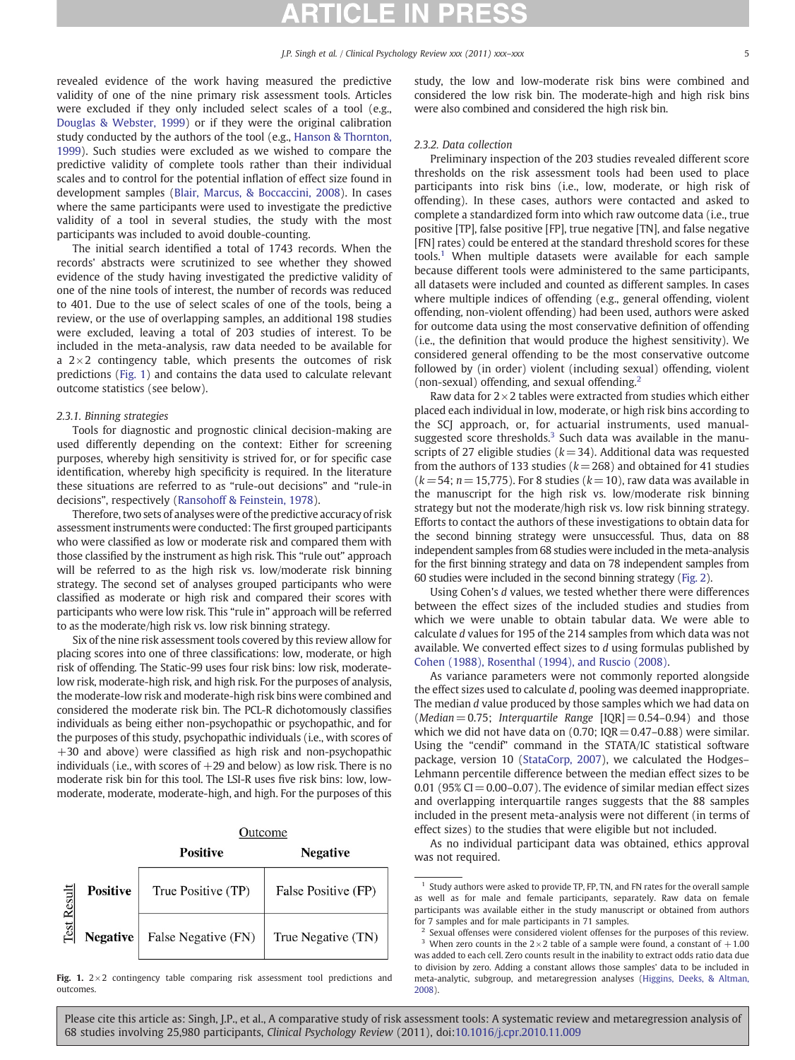revealed evidence of the work having measured the predictive validity of one of the nine primary risk assessment tools. Articles were excluded if they only included select scales of a tool (e.g., Douglas & Webster, 1999) or if they were the original calibration study conducted by the authors of the tool (e.g., Hanson & Thornton, 1999). Such studies were excluded as we wished to compare the predictive validity of complete tools rather than their individual scales and to control for the potential inflation of effect size found in development samples (Blair, Marcus, & Boccaccini, 2008). In cases where the same participants were used to investigate the predictive validity of a tool in several studies, the study with the most participants was included to avoid double-counting.

The initial search identified a total of 1743 records. When the records' abstracts were scrutinized to see whether they showed evidence of the study having investigated the predictive validity of one of the nine tools of interest, the number of records was reduced to 401. Due to the use of select scales of one of the tools, being a review, or the use of overlapping samples, an additional 198 studies were excluded, leaving a total of 203 studies of interest. To be included in the meta-analysis, raw data needed to be available for a 2×2 contingency table, which presents the outcomes of risk predictions (Fig. 1) and contains the data used to calculate relevant outcome statistics (see below).

### 2.3.1. Binning strategies

Tools for diagnostic and prognostic clinical decision-making are used differently depending on the context: Either for screening purposes, whereby high sensitivity is strived for, or for specific case identification, whereby high specificity is required. In the literature these situations are referred to as "rule-out decisions" and "rule-in decisions", respectively (Ransohoff & Feinstein, 1978).

Therefore, two sets of analyses were of the predictive accuracy of risk assessment instruments were conducted: The first grouped participants who were classified as low or moderate risk and compared them with those classified by the instrument as high risk. This "rule out" approach will be referred to as the high risk vs. low/moderate risk binning strategy. The second set of analyses grouped participants who were classified as moderate or high risk and compared their scores with participants who were low risk. This "rule in" approach will be referred to as the moderate/high risk vs. low risk binning strategy.

Six of the nine risk assessment tools covered by this review allow for placing scores into one of three classifications: low, moderate, or high risk of offending. The Static-99 uses four risk bins: low risk, moderate-low risk, moderate-high risk, and high risk. For the purposes of analysis, the moderate-low risk and moderate-high risk bins were combined and considered the moderate risk bin. The PCL-R dichotomously classifies individuals as being either non-psychopathic or psychopathic, and for the purposes of this study, psychopathic individuals (i.e., with scores of +30 and above) were classified as high risk and non-psychopathic individuals (i.e., with scores of +29 and below) as low risk. There is no moderate risk bin for this tool. The LSI-R uses five risk bins: low, low-moderate, moderate, moderate-high, and high. For the purposes of this study, the low and low-moderate risk bins were combined and considered the low risk bin. The moderate-high and high risk bins were also combined and considered the high risk bin.

| | | Outcome | |
|---|---|---|---|
| | | **Positive** | **Negative** |
| Test Result | **Positive** | True Positive (TP) | False Positive (FP) |
| | **Negative** | False Negative (FN) | True Negative (TN) |

**Fig. 1.** 2×2 contingency table comparing risk assessment tool predictions and outcomes.

### 2.3.2. Data collection

Preliminary inspection of the 203 studies revealed different score thresholds on the risk assessment tools had been used to place participants into risk bins (i.e., low, moderate, or high risk of offending). In these cases, authors were contacted and asked to complete a standardized form into which raw outcome data (i.e., true positive [TP], false positive [FP], true negative [TN], and false negative [FN] rates) could be entered at the standard threshold scores for these tools.[1] When multiple datasets were available for each sample because different tools were administered to the same participants, all datasets were included and counted as different samples. In cases where multiple indices of offending (e.g., general offending, violent offending, non-violent offending) had been used, authors were asked for outcome data using the most conservative definition of offending (i.e., the definition that would produce the highest sensitivity). We considered general offending to be the most conservative outcome followed by (in order) violent (including sexual) offending, violent (non-sexual) offending, and sexual offending.[2]

Raw data for 2×2 tables were extracted from studies which either placed each individual in low, moderate, or high risk bins according to the SCJ approach, or, for actuarial instruments, used manual-suggested score thresholds.[3] Such data was available in the manuscripts of 27 eligible studies ($k = 34$). Additional data was requested from the authors of 133 studies ($k = 268$) and obtained for 41 studies ($k = 54$; $n = 15{,}775$). For 8 studies ($k = 10$), raw data was available in the manuscript for the high risk vs. low/moderate risk binning strategy but not the moderate/high risk vs. low risk binning strategy. Efforts to contact the authors of these investigations to obtain data for the second binning strategy were unsuccessful. Thus, data on 88 independent samples from 68 studies were included in the meta-analysis for the first binning strategy and data on 78 independent samples from 60 studies were included in the second binning strategy (Fig. 2).

Using Cohen's *d* values, we tested whether there were differences between the effect sizes of the included studies and studies from which we were unable to obtain tabular data. We were able to calculate *d* values for 195 of the 214 samples from which data was not available. We converted effect sizes to *d* using formulas published by Cohen (1988), Rosenthal (1994), and Ruscio (2008).

As variance parameters were not commonly reported alongside the effect sizes used to calculate *d*, pooling was deemed inappropriate. The median *d* value produced by those samples which we had data on (*Median* = 0.75; *Interquartile Range* [IQR] = 0.54–0.94) and those which we did not have data on (0.70; IQR = 0.47–0.88) were similar. Using the "cendif" command in the STATA/IC statistical software package, version 10 (StataCorp, 2007), we calculated the Hodges–Lehmann percentile difference between the median effect sizes to be 0.01 (95% CI = 0.00–0.07). The evidence of similar median effect sizes and overlapping interquartile ranges suggests that the 88 samples included in the present meta-analysis were not different (in terms of effect sizes) to the studies that were eligible but not included.

As no individual participant data was obtained, ethics approval was not required.

[1] Study authors were asked to provide TP, FP, TN, and FN rates for the overall sample as well as for male and female participants, separately. Raw data on female participants was available either in the study manuscript or obtained from authors for 7 samples and for male participants in 71 samples.

[2] Sexual offenses were considered violent offenses for the purposes of this review.

[3] When zero counts in the 2×2 table of a sample were found, a constant of +1.00 was added to each cell. Zero counts result in the inability to extract odds ratio data due to division by zero. Adding a constant allows those samples' data to be included in meta-analytic, subgroup, and metaregression analyses (Higgins, Deeks, & Altman, 2008).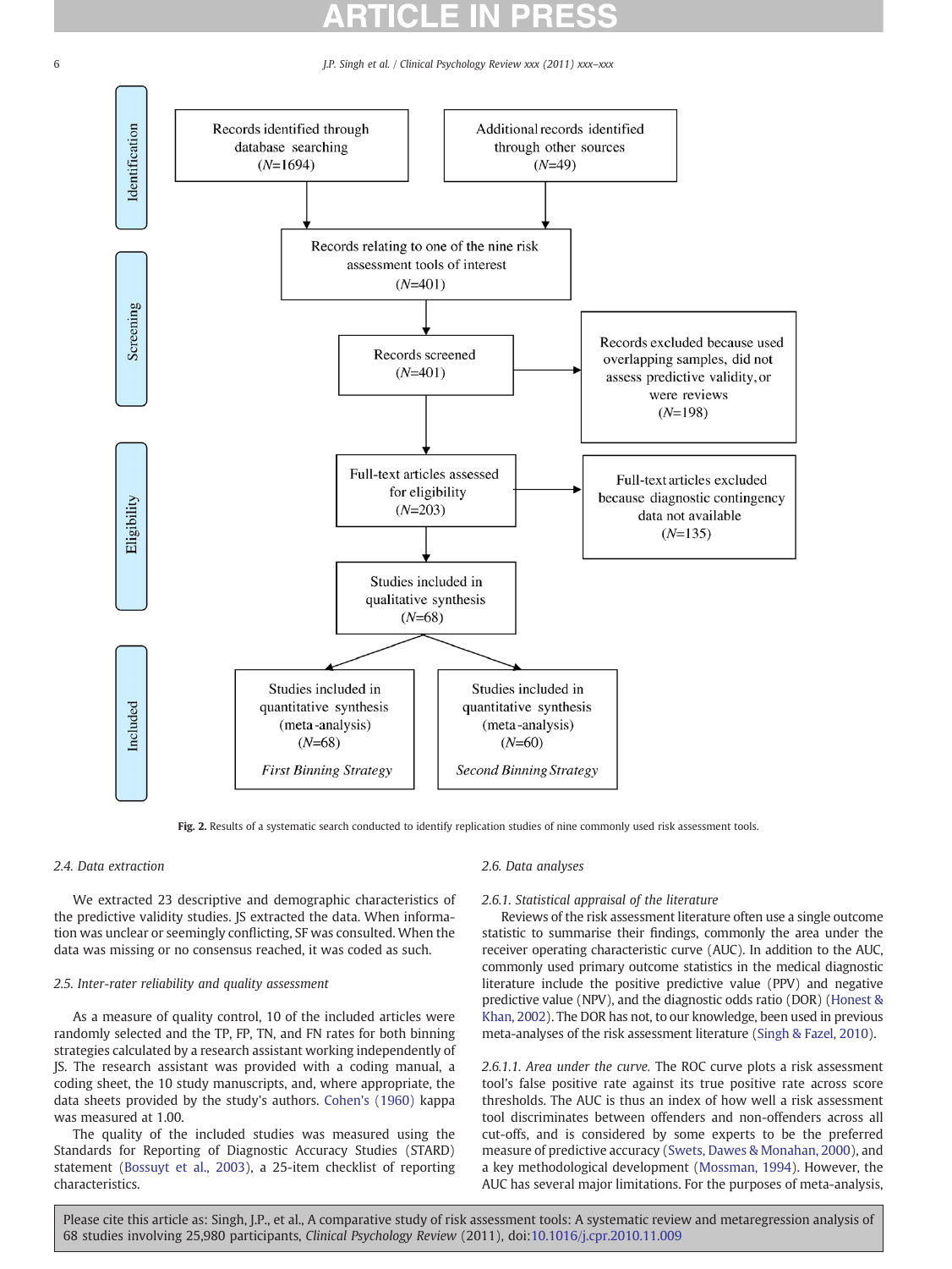Identification

Screening

Eligibility

Included

Records identified through database searching ($N$=1694)

Additional records identified through other sources ($N$=49)

Records relating to one of the nine risk assessment tools of interest ($N$=401)

Records screened ($N$=401)

Records excluded because used overlapping samples, did not assess predictive validity, or were reviews ($N$=198)

Full-text articles assessed for eligibility ($N$=203)

Full-text articles excluded because diagnostic contingency data not available ($N$=135)

Studies included in qualitative synthesis ($N$=68)

Studies included in quantitative synthesis (meta-analysis) ($N$=68)

*First Binning Strategy*

Studies included in quantitative synthesis (meta-analysis) ($N$=60)

*Second Binning Strategy*

**Fig. 2.** Results of a systematic search conducted to identify replication studies of nine commonly used risk assessment tools.

### 2.4. Data extraction

We extracted 23 descriptive and demographic characteristics of the predictive validity studies. JS extracted the data. When information was unclear or seemingly conflicting, SF was consulted. When the data was missing or no consensus reached, it was coded as such.

### 2.5. Inter-rater reliability and quality assessment

As a measure of quality control, 10 of the included articles were randomly selected and the TP, FP, TN, and FN rates for both binning strategies calculated by a research assistant working independently of JS. The research assistant was provided with a coding manual, a coding sheet, the 10 study manuscripts, and, where appropriate, the data sheets provided by the study's authors. Cohen's (1960) kappa was measured at 1.00.

The quality of the included studies was measured using the Standards for Reporting of Diagnostic Accuracy Studies (STARD) statement (Bossuyt et al., 2003), a 25-item checklist of reporting characteristics.

### 2.6. Data analyses

#### 2.6.1. Statistical appraisal of the literature

Reviews of the risk assessment literature often use a single outcome statistic to summarise their findings, commonly the area under the receiver operating characteristic curve (AUC). In addition to the AUC, commonly used primary outcome statistics in the medical diagnostic literature include the positive predictive value (PPV) and negative predictive value (NPV), and the diagnostic odds ratio (DOR) (Honest & Khan, 2002). The DOR has not, to our knowledge, been used in previous meta-analyses of the risk assessment literature (Singh & Fazel, 2010).

*2.6.1.1. Area under the curve.* The ROC curve plots a risk assessment tool's false positive rate against its true positive rate across score thresholds. The AUC is thus an index of how well a risk assessment tool discriminates between offenders and non-offenders across all cut-offs, and is considered by some experts to be the preferred measure of predictive accuracy (Swets, Dawes & Monahan, 2000), and a key methodological development (Mossman, 1994). However, the AUC has several major limitations. For the purposes of meta-analysis,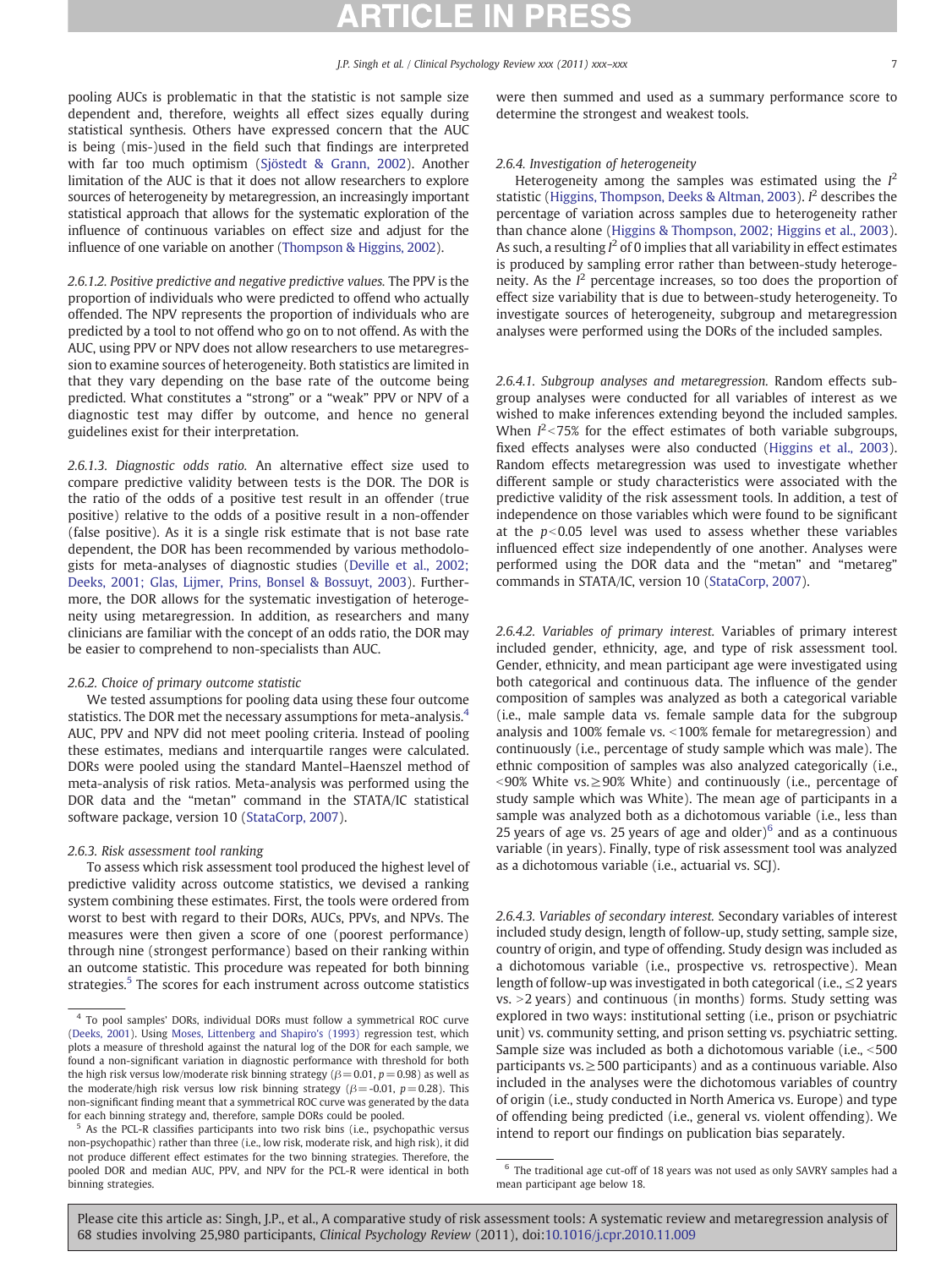pooling AUCs is problematic in that the statistic is not sample size dependent and, therefore, weights all effect sizes equally during statistical synthesis. Others have expressed concern that the AUC is being (mis-)used in the field such that findings are interpreted with far too much optimism (Sjöstedt & Grann, 2002). Another limitation of the AUC is that it does not allow researchers to explore sources of heterogeneity by metaregression, an increasingly important statistical approach that allows for the systematic exploration of the influence of continuous variables on effect size and adjust for the influence of one variable on another (Thompson & Higgins, 2002).

*2.6.1.2. Positive predictive and negative predictive values.* The PPV is the proportion of individuals who were predicted to offend who actually offended. The NPV represents the proportion of individuals who are predicted by a tool to not offend who go on to not offend. As with the AUC, using PPV or NPV does not allow researchers to use metaregression to examine sources of heterogeneity. Both statistics are limited in that they vary depending on the base rate of the outcome being predicted. What constitutes a "strong" or a "weak" PPV or NPV of a diagnostic test may differ by outcome, and hence no general guidelines exist for their interpretation.

*2.6.1.3. Diagnostic odds ratio.* An alternative effect size used to compare predictive validity between tests is the DOR. The DOR is the ratio of the odds of a positive test result in an offender (true positive) relative to the odds of a positive result in a non-offender (false positive). As it is a single risk estimate that is not base rate dependent, the DOR has been recommended by various methodologists for meta-analyses of diagnostic studies (Deville et al., 2002; Deeks, 2001; Glas, Lijmer, Prins, Bonsel & Bossuyt, 2003). Furthermore, the DOR allows for the systematic investigation of heterogeneity using metaregression. In addition, as researchers and many clinicians are familiar with the concept of an odds ratio, the DOR may be easier to comprehend to non-specialists than AUC.

### 2.6.2. Choice of primary outcome statistic

We tested assumptions for pooling data using these four outcome statistics. The DOR met the necessary assumptions for meta-analysis.[4] AUC, PPV and NPV did not meet pooling criteria. Instead of pooling these estimates, medians and interquartile ranges were calculated. DORs were pooled using the standard Mantel–Haenszel method of meta-analysis of risk ratios. Meta-analysis was performed using the DOR data and the "metan" command in the STATA/IC statistical software package, version 10 (StataCorp, 2007).

### 2.6.3. Risk assessment tool ranking

To assess which risk assessment tool produced the highest level of predictive validity across outcome statistics, we devised a ranking system combining these estimates. First, the tools were ordered from worst to best with regard to their DORs, AUCs, PPVs, and NPVs. The measures were then given a score of one (poorest performance) through nine (strongest performance) based on their ranking within an outcome statistic. This procedure was repeated for both binning strategies.[5] The scores for each instrument across outcome statistics were then summed and used as a summary performance score to determine the strongest and weakest tools.

### 2.6.4. Investigation of heterogeneity

Heterogeneity among the samples was estimated using the $I^2$ statistic (Higgins, Thompson, Deeks & Altman, 2003). $I^2$ describes the percentage of variation across samples due to heterogeneity rather than chance alone (Higgins & Thompson, 2002; Higgins et al., 2003). As such, a resulting $I^2$ of 0 implies that all variability in effect estimates is produced by sampling error rather than between-study heterogeneity. As the $I^2$ percentage increases, so too does the proportion of effect size variability that is due to between-study heterogeneity. To investigate sources of heterogeneity, subgroup and metaregression analyses were performed using the DORs of the included samples.

*2.6.4.1. Subgroup analyses and metaregression.* Random effects subgroup analyses were conducted for all variables of interest as we wished to make inferences extending beyond the included samples. When $I^2 < 75\%$ for the effect estimates of both variable subgroups, fixed effects analyses were also conducted (Higgins et al., 2003). Random effects metaregression was used to investigate whether different sample or study characteristics were associated with the predictive validity of the risk assessment tools. In addition, a test of independence on those variables which were found to be significant at the $p < 0.05$ level was used to assess whether these variables influenced effect size independently of one another. Analyses were performed using the DOR data and the "metan" and "metareg" commands in STATA/IC, version 10 (StataCorp, 2007).

*2.6.4.2. Variables of primary interest.* Variables of primary interest included gender, ethnicity, age, and type of risk assessment tool. Gender, ethnicity, and mean participant age were investigated using both categorical and continuous data. The influence of the gender composition of samples was analyzed as both a categorical variable (i.e., male sample data vs. female sample data for the subgroup analysis and 100% female vs. <100% female for metaregression) and continuously (i.e., percentage of study sample which was male). The ethnic composition of samples was also analyzed categorically (i.e., <90% White vs. ≥90% White) and continuously (i.e., percentage of study sample which was White). The mean age of participants in a sample was analyzed both as a dichotomous variable (i.e., less than 25 years of age vs. 25 years of age and older)[6] and as a continuous variable (in years). Finally, type of risk assessment tool was analyzed as a dichotomous variable (i.e., actuarial vs. SCJ).

*2.6.4.3. Variables of secondary interest.* Secondary variables of interest included study design, length of follow-up, study setting, sample size, country of origin, and type of offending. Study design was included as a dichotomous variable (i.e., prospective vs. retrospective). Mean length of follow-up was investigated in both categorical (i.e., ≤2 years vs. >2 years) and continuous (in months) forms. Study setting was explored in two ways: institutional setting (i.e., prison or psychiatric unit) vs. community setting, and prison setting vs. psychiatric setting. Sample size was included as both a dichotomous variable (i.e., <500 participants vs. ≥500 participants) and as a continuous variable. Also included in the analyses were the dichotomous variables of country of origin (i.e., study conducted in North America vs. Europe) and type of offending being predicted (i.e., general vs. violent offending). We intend to report our findings on publication bias separately.

---

[4] To pool samples' DORs, individual DORs must follow a symmetrical ROC curve (Deeks, 2001). Using Moses, Littenberg and Shapiro's (1993) regression test, which plots a measure of threshold against the natural log of the DOR for each sample, we found a non-significant variation in diagnostic performance with threshold for both the high risk versus low/moderate risk binning strategy ($\beta = 0.01$, $p = 0.98$) as well as the moderate/high risk versus low risk binning strategy ($\beta = -0.01$, $p = 0.28$). This non-significant finding meant that a symmetrical ROC curve was generated by the data for each binning strategy and, therefore, sample DORs could be pooled.

[5] As the PCL-R classifies participants into two risk bins (i.e., psychopathic versus non-psychopathic) rather than three (i.e., low risk, moderate risk, and high risk), it did not produce different effect estimates for the two binning strategies. Therefore, the pooled DOR and median AUC, PPV, and NPV for the PCL-R were identical in both binning strategies.

[6] The traditional age cut-off of 18 years was not used as only SAVRY samples had a mean participant age below 18.

Please cite this article as: Singh, J.P., et al., A comparative study of risk assessment tools: A systematic review and metaregression analysis of 68 studies involving 25,980 participants, *Clinical Psychology Review* (2011), doi:10.1016/j.cpr.2010.11.009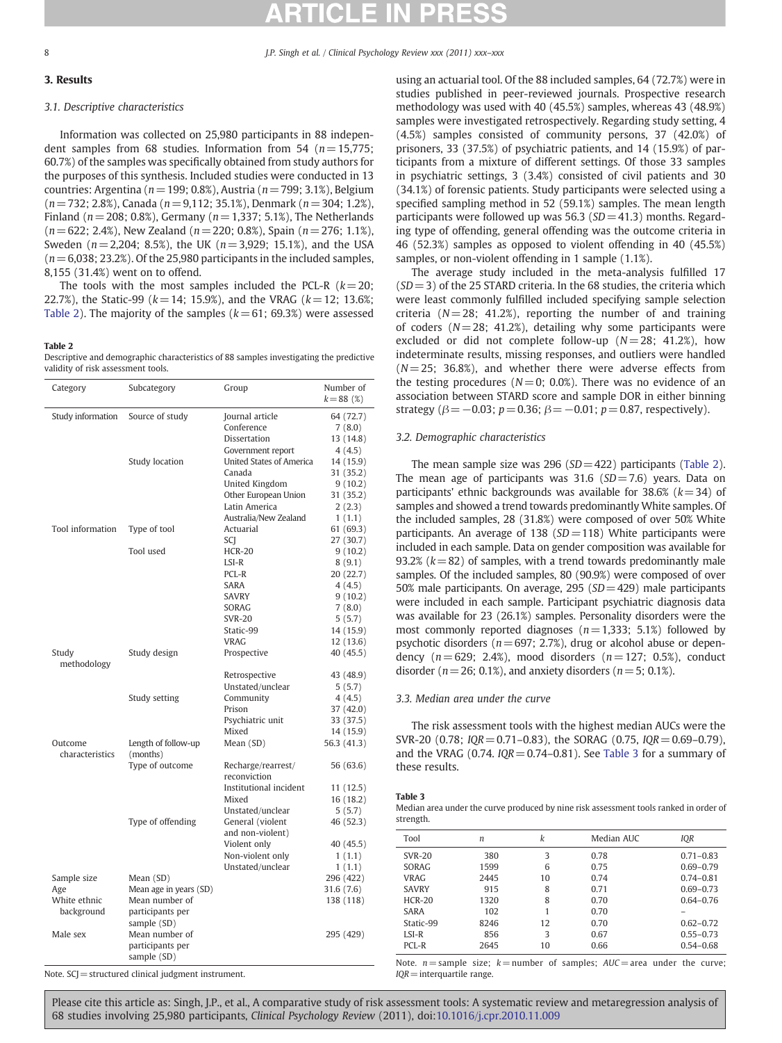## 3. Results

### 3.1. Descriptive characteristics

Information was collected on 25,980 participants in 88 independent samples from 68 studies. Information from 54 ($n = 15,775$; 60.7%) of the samples was specifically obtained from study authors for the purposes of this synthesis. Included studies were conducted in 13 countries: Argentina ($n = 199$; 0.8%), Austria ($n = 799$; 3.1%), Belgium ($n = 732$; 2.8%), Canada ($n = 9,112$; 35.1%), Denmark ($n = 304$; 1.2%), Finland ($n = 208$; 0.8%), Germany ($n = 1,337$; 5.1%), The Netherlands ($n = 622$; 2.4%), New Zealand ($n = 220$; 0.8%), Spain ($n = 276$; 1.1%), Sweden ($n = 2,204$; 8.5%), the UK ($n = 3,929$; 15.1%), and the USA ($n = 6,038$; 23.2%). Of the 25,980 participants in the included samples, 8,155 (31.4%) went on to offend.

The tools with the most samples included the PCL-R ($k = 20$; 22.7%), the Static-99 ($k = 14$; 15.9%), and the VRAG ($k = 12$; 13.6%; Table 2). The majority of the samples ($k = 61$; 69.3%) were assessed using an actuarial tool. Of the 88 included samples, 64 (72.7%) were in studies published in peer-reviewed journals. Prospective research methodology was used with 40 (45.5%) samples, whereas 43 (48.9%) samples were investigated retrospectively. Regarding study setting, 4 (4.5%) samples consisted of community persons, 37 (42.0%) of prisoners, 33 (37.5%) of psychiatric patients, and 14 (15.9%) of participants from a mixture of different settings. Of those 33 samples in psychiatric settings, 3 (3.4%) consisted of civil patients and 30 (34.1%) of forensic patients. Study participants were selected using a specified sampling method in 52 (59.1%) samples. The mean length participants were followed up was 56.3 ($SD = 41.3$) months. Regarding type of offending, general offending was the outcome criteria in 46 (52.3%) samples as opposed to violent offending in 40 (45.5%) samples, or non-violent offending in 1 sample (1.1%).

The average study included in the meta-analysis fulfilled 17 ($SD = 3$) of the 25 STARD criteria. In the 68 studies, the criteria which were least commonly fulfilled included specifying sample selection criteria ($N = 28$; 41.2%), reporting the number of and training of coders ($N = 28$; 41.2%), detailing why some participants were excluded or did not complete follow-up ($N = 28$; 41.2%), how indeterminate results, missing responses, and outliers were handled ($N = 25$; 36.8%), and whether there were adverse effects from the testing procedures ($N = 0$; 0.0%). There was no evidence of an association between STARD score and sample DOR in either binning strategy ($\beta = -0.03$; $p = 0.36$; $\beta = -0.01$; $p = 0.87$, respectively).

**Table 2**
Descriptive and demographic characteristics of 88 samples investigating the predictive validity of risk assessment tools.

| Category | Subcategory | Group | Number of $k = 88$ (%) |
|---|---|---|---|
| Study information | Source of study | Journal article | 64 (72.7) |
| | | Conference | 7 (8.0) |
| | | Dissertation | 13 (14.8) |
| | | Government report | 4 (4.5) |
| | Study location | United States of America | 14 (15.9) |
| | | Canada | 31 (35.2) |
| | | United Kingdom | 9 (10.2) |
| | | Other European Union | 31 (35.2) |
| | | Latin America | 2 (2.3) |
| | | Australia/New Zealand | 1 (1.1) |
| Tool information | Type of tool | Actuarial | 61 (69.3) |
| | | SCJ | 27 (30.7) |
| | Tool used | HCR-20 | 9 (10.2) |
| | | LSI-R | 8 (9.1) |
| | | PCL-R | 20 (22.7) |
| | | SARA | 4 (4.5) |
| | | SAVRY | 9 (10.2) |
| | | SORAG | 7 (8.0) |
| | | SVR-20 | 5 (5.7) |
| | | Static-99 | 14 (15.9) |
| | | VRAG | 12 (13.6) |
| Study methodology | Study design | Prospective | 40 (45.5) |
| | | Retrospective | 43 (48.9) |
| | | Unstated/unclear | 5 (5.7) |
| | Study setting | Community | 4 (4.5) |
| | | Prison | 37 (42.0) |
| | | Psychiatric unit | 33 (37.5) |
| | | Mixed | 14 (15.9) |
| Outcome characteristics | Length of follow-up (months) | Mean (SD) | 56.3 (41.3) |
| | Type of outcome | Recharge/rearrest/reconviction | 56 (63.6) |
| | | Institutional incident | 11 (12.5) |
| | | Mixed | 16 (18.2) |
| | | Unstated/unclear | 5 (5.7) |
| | Type of offending | General (violent and non-violent) | 46 (52.3) |
| | | Violent only | 40 (45.5) |
| | | Non-violent only | 1 (1.1) |
| | | Unstated/unclear | 1 (1.1) |
| Sample size | Mean (SD) | | 296 (422) |
| Age | Mean age in years (SD) | | 31.6 (7.6) |
| White ethnic background | Mean number of participants per sample (SD) | | 138 (118) |
| Male sex | Mean number of participants per sample (SD) | | 295 (429) |

Note. SCJ = structured clinical judgment instrument.

### 3.2. Demographic characteristics

The mean sample size was 296 ($SD = 422$) participants (Table 2). The mean age of participants was 31.6 ($SD = 7.6$) years. Data on participants' ethnic backgrounds was available for 38.6% ($k = 34$) of samples and showed a trend towards predominantly White samples. Of the included samples, 28 (31.8%) were composed of over 50% White participants. An average of 138 ($SD = 118$) White participants were included in each sample. Data on gender composition was available for 93.2% ($k = 82$) of samples, with a trend towards predominantly male samples. Of the included samples, 80 (90.9%) were composed of over 50% male participants. On average, 295 ($SD = 429$) male participants were included in each sample. Participant psychiatric diagnosis data was available for 23 (26.1%) samples. Personality disorders were the most commonly reported diagnoses ($n = 1,333$; 5.1%) followed by psychotic disorders ($n = 697$; 2.7%), drug or alcohol abuse or dependency ($n = 629$; 2.4%), mood disorders ($n = 127$; 0.5%), conduct disorder ($n = 26$; 0.1%), and anxiety disorders ($n = 5$; 0.1%).

### 3.3. Median area under the curve

The risk assessment tools with the highest median AUCs were the SVR-20 (0.78; $IQR = 0.71–0.83$), the SORAG (0.75, $IQR = 0.69–0.79$), and the VRAG (0.74. $IQR = 0.74–0.81$). See Table 3 for a summary of these results.

**Table 3**
Median area under the curve produced by nine risk assessment tools ranked in order of strength.

| Tool | $n$ | $k$ | Median AUC | $IQR$ |
|---|---|---|---|---|
| SVR-20 | 380 | 3 | 0.78 | 0.71–0.83 |
| SORAG | 1599 | 6 | 0.75 | 0.69–0.79 |
| VRAG | 2445 | 10 | 0.74 | 0.74–0.81 |
| SAVRY | 915 | 8 | 0.71 | 0.69–0.73 |
| HCR-20 | 1320 | 8 | 0.70 | 0.64–0.76 |
| SARA | 102 | 1 | 0.70 | – |
| Static-99 | 8246 | 12 | 0.70 | 0.62–0.72 |
| LSI-R | 856 | 3 | 0.67 | 0.55–0.73 |
| PCL-R | 2645 | 10 | 0.66 | 0.54–0.68 |

Note. $n$ = sample size; $k$ = number of samples; $AUC$ = area under the curve; $IQR$ = interquartile range.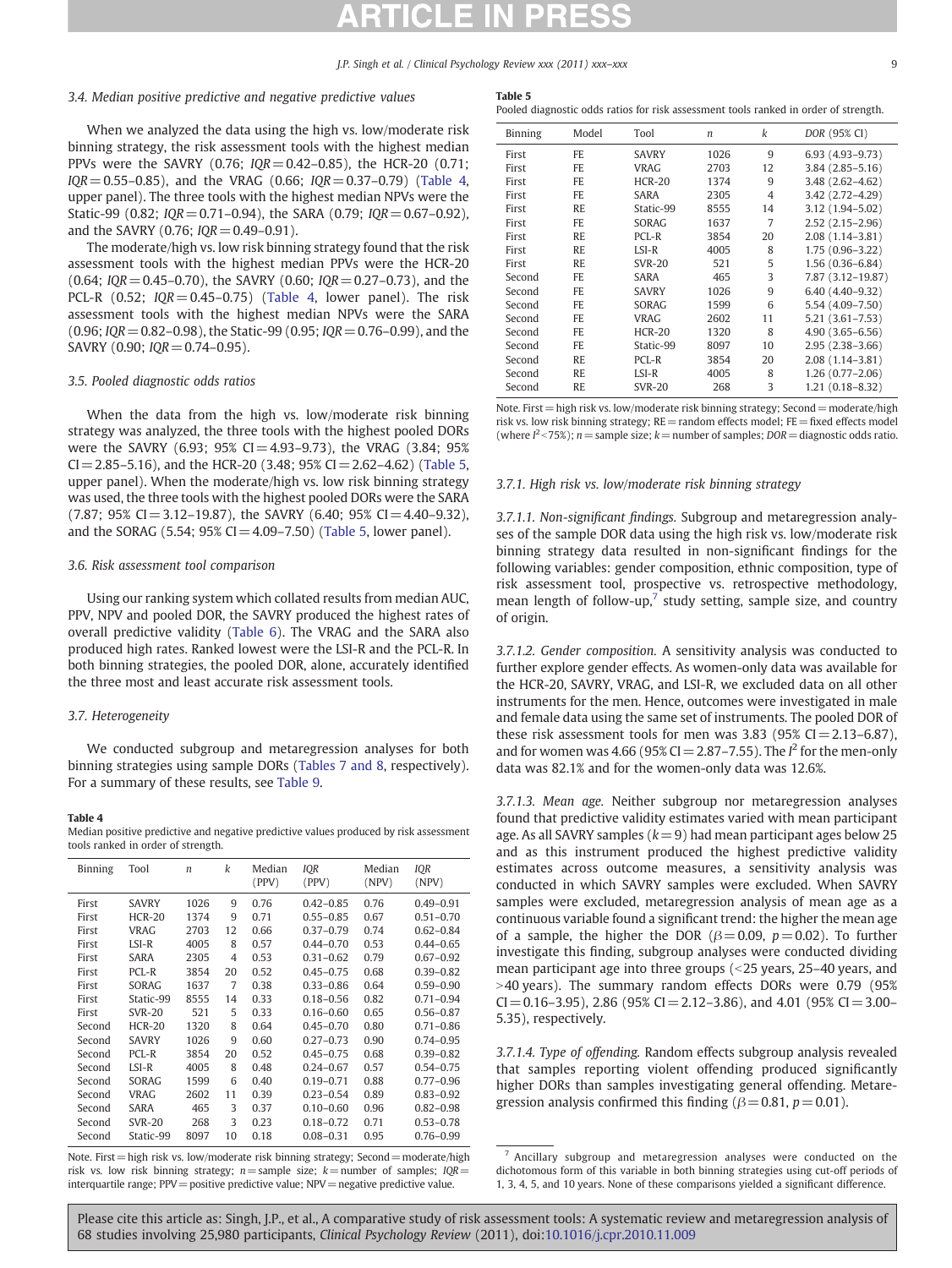### 3.4. Median positive predictive and negative predictive values

When we analyzed the data using the high vs. low/moderate risk binning strategy, the risk assessment tools with the highest median PPVs were the SAVRY (0.76; *IQR* = 0.42–0.85), the HCR-20 (0.71; *IQR* = 0.55–0.85), and the VRAG (0.66; *IQR* = 0.37–0.79) (Table 4, upper panel). The three tools with the highest median NPVs were the Static-99 (0.82; *IQR* = 0.71–0.94), the SARA (0.79; *IQR* = 0.67–0.92), and the SAVRY (0.76; *IQR* = 0.49–0.91).

The moderate/high vs. low risk binning strategy found that the risk assessment tools with the highest median PPVs were the HCR-20 (0.64; *IQR* = 0.45–0.70), the SAVRY (0.60; *IQR* = 0.27–0.73), and the PCL-R (0.52; *IQR* = 0.45–0.75) (Table 4, lower panel). The risk assessment tools with the highest median NPVs were the SARA (0.96; *IQR* = 0.82–0.98), the Static-99 (0.95; *IQR* = 0.76–0.99), and the SAVRY (0.90; *IQR* = 0.74–0.95).

### 3.5. Pooled diagnostic odds ratios

When the data from the high vs. low/moderate risk binning strategy was analyzed, the three tools with the highest pooled DORs were the SAVRY (6.93; 95% CI = 4.93–9.73), the VRAG (3.84; 95% CI = 2.85–5.16), and the HCR-20 (3.48; 95% CI = 2.62–4.62) (Table 5, upper panel). When the moderate/high vs. low risk binning strategy was used, the three tools with the highest pooled DORs were the SARA (7.87; 95% CI = 3.12–19.87), the SAVRY (6.40; 95% CI = 4.40–9.32), and the SORAG (5.54; 95% CI = 4.09–7.50) (Table 5, lower panel).

### 3.6. Risk assessment tool comparison

Using our ranking system which collated results from median AUC, PPV, NPV and pooled DOR, the SAVRY produced the highest rates of overall predictive validity (Table 6). The VRAG and the SARA also produced high rates. Ranked lowest were the LSI-R and the PCL-R. In both binning strategies, the pooled DOR, alone, accurately identified the three most and least accurate risk assessment tools.

### 3.7. Heterogeneity

We conducted subgroup and metaregression analyses for both binning strategies using sample DORs (Tables 7 and 8, respectively). For a summary of these results, see Table 9.

**Table 4**
Median positive predictive and negative predictive values produced by risk assessment tools ranked in order of strength.

| Binning | Tool | *n* | *k* | Median (PPV) | *IQR* (PPV) | Median (NPV) | *IQR* (NPV) |
|---|---|---|---|---|---|---|---|
| First | SAVRY | 1026 | 9 | 0.76 | 0.42–0.85 | 0.76 | 0.49–0.91 |
| First | HCR-20 | 1374 | 9 | 0.71 | 0.55–0.85 | 0.67 | 0.51–0.70 |
| First | VRAG | 2703 | 12 | 0.66 | 0.37–0.79 | 0.74 | 0.62–0.84 |
| First | LSI-R | 4005 | 8 | 0.57 | 0.44–0.70 | 0.53 | 0.44–0.65 |
| First | SARA | 2305 | 4 | 0.53 | 0.31–0.62 | 0.79 | 0.67–0.92 |
| First | PCL-R | 3854 | 20 | 0.52 | 0.45–0.75 | 0.68 | 0.39–0.82 |
| First | SORAG | 1637 | 7 | 0.38 | 0.33–0.86 | 0.64 | 0.59–0.90 |
| First | Static-99 | 8555 | 14 | 0.33 | 0.18–0.56 | 0.82 | 0.71–0.94 |
| First | SVR-20 | 521 | 5 | 0.33 | 0.16–0.60 | 0.65 | 0.56–0.87 |
| Second | HCR-20 | 1320 | 8 | 0.64 | 0.45–0.70 | 0.80 | 0.71–0.86 |
| Second | SAVRY | 1026 | 9 | 0.60 | 0.27–0.73 | 0.90 | 0.74–0.95 |
| Second | PCL-R | 3854 | 20 | 0.52 | 0.45–0.75 | 0.68 | 0.39–0.82 |
| Second | LSI-R | 4005 | 8 | 0.48 | 0.24–0.67 | 0.57 | 0.54–0.75 |
| Second | SORAG | 1599 | 6 | 0.40 | 0.19–0.71 | 0.88 | 0.77–0.96 |
| Second | VRAG | 2602 | 11 | 0.39 | 0.23–0.54 | 0.89 | 0.83–0.92 |
| Second | SARA | 465 | 3 | 0.37 | 0.10–0.60 | 0.96 | 0.82–0.98 |
| Second | SVR-20 | 268 | 3 | 0.23 | 0.18–0.72 | 0.71 | 0.53–0.78 |
| Second | Static-99 | 8097 | 10 | 0.18 | 0.08–0.31 | 0.95 | 0.76–0.99 |

Note. First = high risk vs. low/moderate risk binning strategy; Second = moderate/high risk vs. low risk binning strategy; *n* = sample size; *k* = number of samples; *IQR* = interquartile range; PPV = positive predictive value; NPV = negative predictive value.

**Table 5**
Pooled diagnostic odds ratios for risk assessment tools ranked in order of strength.

| Binning | Model | Tool | *n* | *k* | *DOR* (95% CI) |
|---|---|---|---|---|---|
| First | FE | SAVRY | 1026 | 9 | 6.93 (4.93–9.73) |
| First | FE | VRAG | 2703 | 12 | 3.84 (2.85–5.16) |
| First | FE | HCR-20 | 1374 | 9 | 3.48 (2.62–4.62) |
| First | FE | SARA | 2305 | 4 | 3.42 (2.72–4.29) |
| First | RE | Static-99 | 8555 | 14 | 3.12 (1.94–5.02) |
| First | FE | SORAG | 1637 | 7 | 2.52 (2.15–2.96) |
| First | RE | PCL-R | 3854 | 20 | 2.08 (1.14–3.81) |
| First | RE | LSI-R | 4005 | 8 | 1.75 (0.96–3.22) |
| First | RE | SVR-20 | 521 | 5 | 1.56 (0.36–6.84) |
| Second | FE | SARA | 465 | 3 | 7.87 (3.12–19.87) |
| Second | FE | SAVRY | 1026 | 9 | 6.40 (4.40–9.32) |
| Second | FE | SORAG | 1599 | 6 | 5.54 (4.09–7.50) |
| Second | FE | VRAG | 2602 | 11 | 5.21 (3.61–7.53) |
| Second | FE | HCR-20 | 1320 | 8 | 4.90 (3.65–6.56) |
| Second | FE | Static-99 | 8097 | 10 | 2.95 (2.38–3.66) |
| Second | RE | PCL-R | 3854 | 20 | 2.08 (1.14–3.81) |
| Second | RE | LSI-R | 4005 | 8 | 1.26 (0.77–2.06) |
| Second | RE | SVR-20 | 268 | 3 | 1.21 (0.18–8.32) |

Note. First = high risk vs. low/moderate risk binning strategy; Second = moderate/high risk vs. low risk binning strategy; RE = random effects model; FE = fixed effects model (where $I^2 < 75\%$); *n* = sample size; *k* = number of samples; *DOR* = diagnostic odds ratio.

#### 3.7.1. High risk vs. low/moderate risk binning strategy

*3.7.1.1. Non-significant findings.* Subgroup and metaregression analyses of the sample DOR data using the high risk vs. low/moderate risk binning strategy data resulted in non-significant findings for the following variables: gender composition, ethnic composition, type of risk assessment tool, prospective vs. retrospective methodology, mean length of follow-up,[7] study setting, sample size, and country of origin.

*3.7.1.2. Gender composition.* A sensitivity analysis was conducted to further explore gender effects. As women-only data was available for the HCR-20, SAVRY, VRAG, and LSI-R, we excluded data on all other instruments for the men. Hence, outcomes were investigated in male and female data using the same set of instruments. The pooled DOR of these risk assessment tools for men was 3.83 (95% CI = 2.13–6.87), and for women was 4.66 (95% CI = 2.87–7.55). The $I^2$ for the men-only data was 82.1% and for the women-only data was 12.6%.

*3.7.1.3. Mean age.* Neither subgroup nor metaregression analyses found that predictive validity estimates varied with mean participant age. As all SAVRY samples ($k = 9$) had mean participant ages below 25 and as this instrument produced the highest predictive validity estimates across outcome measures, a sensitivity analysis was conducted in which SAVRY samples were excluded. When SAVRY samples were excluded, metaregression analysis of mean age as a continuous variable found a significant trend: the higher the mean age of a sample, the higher the DOR ($\beta = 0.09$, $p = 0.02$). To further investigate this finding, subgroup analyses were conducted dividing mean participant age into three groups (<25 years, 25–40 years, and >40 years). The summary random effects DORs were 0.79 (95% CI = 0.16–3.95), 2.86 (95% CI = 2.12–3.86), and 4.01 (95% CI = 3.00–5.35), respectively.

*3.7.1.4. Type of offending.* Random effects subgroup analysis revealed that samples reporting violent offending produced significantly higher DORs than samples investigating general offending. Metaregression analysis confirmed this finding ($\beta = 0.81$, $p = 0.01$).

[7] Ancillary subgroup and metaregression analyses were conducted on the dichotomous form of this variable in both binning strategies using cut-off periods of 1, 3, 4, 5, and 10 years. None of these comparisons yielded a significant difference.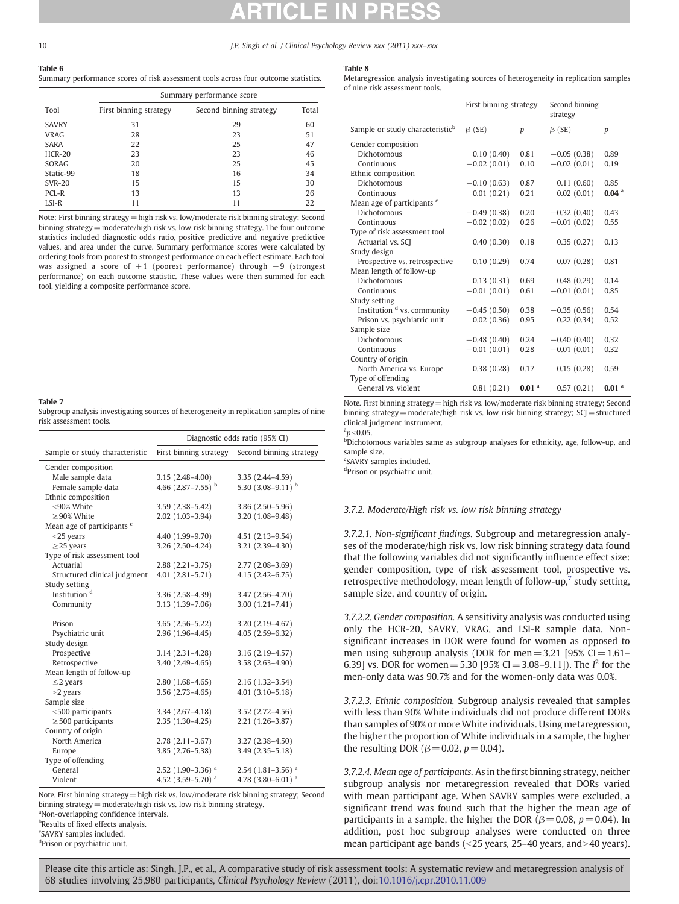**Table 6**
Summary performance scores of risk assessment tools across four outcome statistics.

| Tool | Summary performance score | | |
|---|---|---|---|
| | First binning strategy | Second binning strategy | Total |
| SAVRY | 31 | 29 | 60 |
| VRAG | 28 | 23 | 51 |
| SARA | 22 | 25 | 47 |
| HCR-20 | 23 | 23 | 46 |
| SORAG | 20 | 25 | 45 |
| Static-99 | 18 | 16 | 34 |
| SVR-20 | 15 | 15 | 30 |
| PCL-R | 13 | 13 | 26 |
| LSI-R | 11 | 11 | 22 |

Note: First binning strategy = high risk vs. low/moderate risk binning strategy; Second binning strategy = moderate/high risk vs. low risk binning strategy. The four outcome statistics included diagnostic odds ratio, positive predictive and negative predictive values, and area under the curve. Summary performance scores were calculated by ordering tools from poorest to strongest performance on each effect estimate. Each tool was assigned a score of +1 (poorest performance) through +9 (strongest performance) on each outcome statistic. These values were then summed for each tool, yielding a composite performance score.

**Table 7**
Subgroup analysis investigating sources of heterogeneity in replication samples of nine risk assessment tools.

| Sample or study characteristic | Diagnostic odds ratio (95% CI) | |
|---|---|---|
| | First binning strategy | Second binning strategy |
| Gender composition | | |
| Male sample data | 3.15 (2.48–4.00) | 3.35 (2.44–4.59) |
| Female sample data | 4.66 (2.87–7.55) [b] | 5.30 (3.08–9.11) [b] |
| Ethnic composition | | |
| <90% White | 3.59 (2.38–5.42) | 3.86 (2.50–5.96) |
| ≥90% White | 2.02 (1.03–3.94) | 3.20 (1.08–9.48) |
| Mean age of participants [c] | | |
| <25 years | 4.40 (1.99–9.70) | 4.51 (2.13–9.54) |
| ≥25 years | 3.26 (2.50–4.24) | 3.21 (2.39–4.30) |
| Type of risk assessment tool | | |
| Actuarial | 2.88 (2.21–3.75) | 2.77 (2.08–3.69) |
| Structured clinical judgment | 4.01 (2.81–5.71) | 4.15 (2.42–6.75) |
| Study setting | | |
| Institution [d] | 3.36 (2.58–4.39) | 3.47 (2.56–4.70) |
| Community | 3.13 (1.39–7.06) | 3.00 (1.21–7.41) |
| Prison | 3.65 (2.56–5.22) | 3.20 (2.19–4.67) |
| Psychiatric unit | 2.96 (1.96–4.45) | 4.05 (2.59–6.32) |
| Study design | | |
| Prospective | 3.14 (2.31–4.28) | 3.16 (2.19–4.57) |
| Retrospective | 3.40 (2.49–4.65) | 3.58 (2.63–4.90) |
| Mean length of follow-up | | |
| ≤2 years | 2.80 (1.68–4.65) | 2.16 (1.32–3.54) |
| >2 years | 3.56 (2.73–4.65) | 4.01 (3.10–5.18) |
| Sample size | | |
| <500 participants | 3.34 (2.67–4.18) | 3.52 (2.72–4.56) |
| ≥500 participants | 2.35 (1.30–4.25) | 2.21 (1.26–3.87) |
| Country of origin | | |
| North America | 2.78 (2.11–3.67) | 3.27 (2.38–4.50) |
| Europe | 3.85 (2.76–5.38) | 3.49 (2.35–5.18) |
| Type of offending | | |
| General | 2.52 (1.90–3.36) [a] | 2.54 (1.81–3.56) [a] |
| Violent | 4.52 (3.59–5.70) [a] | 4.78 (3.80–6.01) [a] |

Note. First binning strategy = high risk vs. low/moderate risk binning strategy; Second binning strategy = moderate/high risk vs. low risk binning strategy.
[a]Non-overlapping confidence intervals.
[b]Results of fixed effects analysis.
[c]SAVRY samples included.
[d]Prison or psychiatric unit.

**Table 8**
Metaregression analysis investigating sources of heterogeneity in replication samples of nine risk assessment tools.

| Sample or study characteristic[b] | First binning strategy | | Second binning strategy | |
|---|---|---|---|---|
| | β (SE) | *p* | β (SE) | *p* |
| Gender composition | | | | |
| Dichotomous | 0.10 (0.40) | 0.81 | −0.05 (0.38) | 0.89 |
| Continuous | −0.02 (0.01) | 0.10 | −0.02 (0.01) | 0.19 |
| Ethnic composition | | | | |
| Dichotomous | −0.10 (0.63) | 0.87 | 0.11 (0.60) | 0.85 |
| Continuous | 0.01 (0.21) | 0.21 | 0.02 (0.01) | **0.04** [a] |
| Mean age of participants [c] | | | | |
| Dichotomous | −0.49 (0.38) | 0.20 | −0.32 (0.40) | 0.43 |
| Continuous | −0.02 (0.02) | 0.26 | −0.01 (0.02) | 0.55 |
| Type of risk assessment tool | | | | |
| Actuarial vs. SCJ | 0.40 (0.30) | 0.18 | 0.35 (0.27) | 0.13 |
| Study design | | | | |
| Prospective vs. retrospective | 0.10 (0.29) | 0.74 | 0.07 (0.28) | 0.81 |
| Mean length of follow-up | | | | |
| Dichotomous | 0.13 (0.31) | 0.69 | 0.48 (0.29) | 0.14 |
| Continuous | −0.01 (0.01) | 0.61 | −0.01 (0.01) | 0.85 |
| Study setting | | | | |
| Institution [d] vs. community | −0.45 (0.50) | 0.38 | −0.35 (0.56) | 0.54 |
| Prison vs. psychiatric unit | 0.02 (0.36) | 0.95 | 0.22 (0.34) | 0.52 |
| Sample size | | | | |
| Dichotomous | −0.48 (0.40) | 0.24 | −0.40 (0.40) | 0.32 |
| Continuous | −0.01 (0.01) | 0.28 | −0.01 (0.01) | 0.32 |
| Country of origin | | | | |
| North America vs. Europe | 0.38 (0.28) | 0.17 | 0.15 (0.28) | 0.59 |
| Type of offending | | | | |
| General vs. violent | 0.81 (0.21) | **0.01** [a] | 0.57 (0.21) | **0.01** [a] |

Note. First binning strategy = high risk vs. low/moderate risk binning strategy; Second binning strategy = moderate/high risk vs. low risk binning strategy; SCJ = structured clinical judgment instrument.
[a]$p < 0.05$.
[b]Dichotomous variables same as subgroup analyses for ethnicity, age, follow-up, and sample size.
[c]SAVRY samples included.
[d]Prison or psychiatric unit.

### 3.7.2. Moderate/High risk vs. low risk binning strategy

*3.7.2.1. Non-significant findings.* Subgroup and metaregression analyses of the moderate/high risk vs. low risk binning strategy data found that the following variables did not significantly influence effect size: gender composition, type of risk assessment tool, prospective vs. retrospective methodology, mean length of follow-up,[7] study setting, sample size, and country of origin.

*3.7.2.2. Gender composition.* A sensitivity analysis was conducted using only the HCR-20, SAVRY, VRAG, and LSI-R sample data. Non-significant increases in DOR were found for women as opposed to men using subgroup analysis (DOR for men = 3.21 [95% CI = 1.61–6.39] vs. DOR for women = 5.30 [95% CI = 3.08–9.11]). The $I^2$ for the men-only data was 90.7% and for the women-only data was 0.0%.

*3.7.2.3. Ethnic composition.* Subgroup analysis revealed that samples with less than 90% White individuals did not produce different DORs than samples of 90% or more White individuals. Using metaregression, the higher the proportion of White individuals in a sample, the higher the resulting DOR ($\beta = 0.02$, $p = 0.04$).

*3.7.2.4. Mean age of participants.* As in the first binning strategy, neither subgroup analysis nor metaregression revealed that DORs varied with mean participant age. When SAVRY samples were excluded, a significant trend was found such that the higher the mean age of participants in a sample, the higher the DOR ($\beta = 0.08$, $p = 0.04$). In addition, post hoc subgroup analyses were conducted on three mean participant age bands (<25 years, 25–40 years, and >40 years).

Please cite this article as: Singh, J.P., et al., A comparative study of risk assessment tools: A systematic review and metaregression analysis of 68 studies involving 25,980 participants, *Clinical Psychology Review* (2011), doi:10.1016/j.cpr.2010.11.009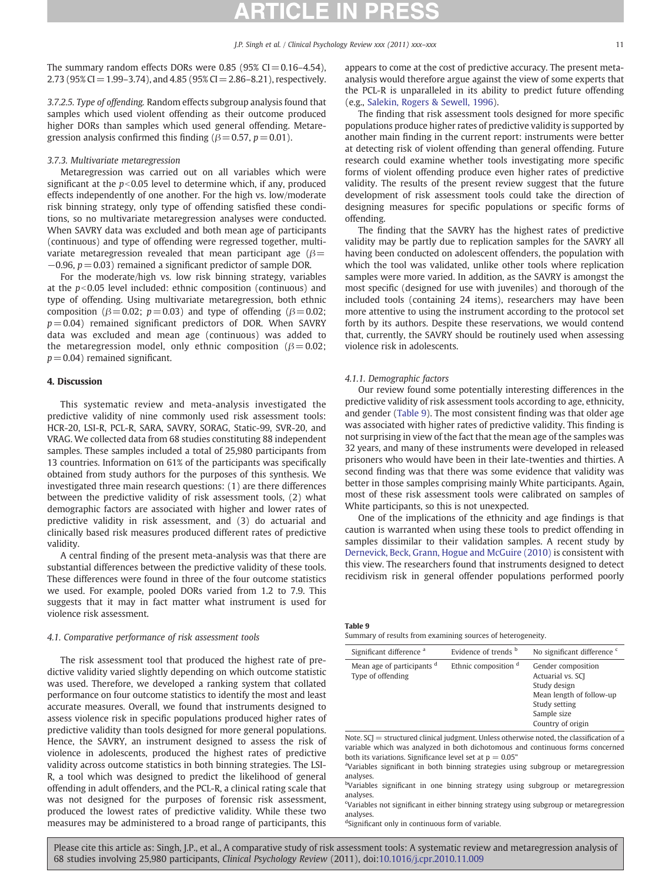The summary random effects DORs were 0.85 (95% CI = 0.16–4.54), 2.73 (95% CI = 1.99–3.74), and 4.85 (95% CI = 2.86–8.21), respectively.

*3.7.2.5. Type of offending.* Random effects subgroup analysis found that samples which used violent offending as their outcome produced higher DORs than samples which used general offending. Metaregression analysis confirmed this finding ($\beta = 0.57$, $p = 0.01$).

#### 3.7.3. Multivariate metaregression

Metaregression was carried out on all variables which were significant at the $p < 0.05$ level to determine which, if any, produced effects independently of one another. For the high vs. low/moderate risk binning strategy, only type of offending satisfied these conditions, so no multivariate metaregression analyses were conducted. When SAVRY data was excluded and both mean age of participants (continuous) and type of offending were regressed together, multivariate metaregression revealed that mean participant age ($\beta = -0.96$, $p = 0.03$) remained a significant predictor of sample DOR.

For the moderate/high vs. low risk binning strategy, variables at the $p < 0.05$ level included: ethnic composition (continuous) and type of offending. Using multivariate metaregression, both ethnic composition ($\beta = 0.02$; $p = 0.03$) and type of offending ($\beta = 0.02$; $p = 0.04$) remained significant predictors of DOR. When SAVRY data was excluded and mean age (continuous) was added to the metaregression model, only ethnic composition ($\beta = 0.02$; $p = 0.04$) remained significant.

## 4. Discussion

This systematic review and meta-analysis investigated the predictive validity of nine commonly used risk assessment tools: HCR-20, LSI-R, PCL-R, SARA, SAVRY, SORAG, Static-99, SVR-20, and VRAG. We collected data from 68 studies constituting 88 independent samples. These samples included a total of 25,980 participants from 13 countries. Information on 61% of the participants was specifically obtained from study authors for the purposes of this synthesis. We investigated three main research questions: (1) are there differences between the predictive validity of risk assessment tools, (2) what demographic factors are associated with higher and lower rates of predictive validity in risk assessment, and (3) do actuarial and clinically based risk measures produced different rates of predictive validity.

A central finding of the present meta-analysis was that there are substantial differences between the predictive validity of these tools. These differences were found in three of the four outcome statistics we used. For example, pooled DORs varied from 1.2 to 7.9. This suggests that it may in fact matter what instrument is used for violence risk assessment.

### 4.1. Comparative performance of risk assessment tools

The risk assessment tool that produced the highest rate of predictive validity varied slightly depending on which outcome statistic was used. Therefore, we developed a ranking system that collated performance on four outcome statistics to identify the most and least accurate measures. Overall, we found that instruments designed to assess violence risk in specific populations produced higher rates of predictive validity than tools designed for more general populations. Hence, the SAVRY, an instrument designed to assess the risk of violence in adolescents, produced the highest rates of predictive validity across outcome statistics in both binning strategies. The LSI-R, a tool which was designed to predict the likelihood of general offending in adult offenders, and the PCL-R, a clinical rating scale that was not designed for the purposes of forensic risk assessment, produced the lowest rates of predictive validity. While these two measures may be administered to a broad range of participants, this appears to come at the cost of predictive accuracy. The present meta-analysis would therefore argue against the view of some experts that the PCL-R is unparalleled in its ability to predict future offending (e.g., Salekin, Rogers & Sewell, 1996).

The finding that risk assessment tools designed for more specific populations produce higher rates of predictive validity is supported by another main finding in the current report: instruments were better at detecting risk of violent offending than general offending. Future research could examine whether tools investigating more specific forms of violent offending produce even higher rates of predictive validity. The results of the present review suggest that the future development of risk assessment tools could take the direction of designing measures for specific populations or specific forms of offending.

The finding that the SAVRY has the highest rates of predictive validity may be partly due to replication samples for the SAVRY all having been conducted on adolescent offenders, the population with which the tool was validated, unlike other tools where replication samples were more varied. In addition, as the SAVRY is amongst the most specific (designed for use with juveniles) and thorough of the included tools (containing 24 items), researchers may have been more attentive to using the instrument according to the protocol set forth by its authors. Despite these reservations, we would contend that, currently, the SAVRY should be routinely used when assessing violence risk in adolescents.

#### 4.1.1. Demographic factors

Our review found some potentially interesting differences in the predictive validity of risk assessment tools according to age, ethnicity, and gender (Table 9). The most consistent finding was that older age was associated with higher rates of predictive validity. This finding is not surprising in view of the fact that the mean age of the samples was 32 years, and many of these instruments were developed in released prisoners who would have been in their late-twenties and thirties. A second finding was that there was some evidence that validity was better in those samples comprising mainly White participants. Again, most of these risk assessment tools were calibrated on samples of White participants, so this is not unexpected.

One of the implications of the ethnicity and age findings is that caution is warranted when using these tools to predict offending in samples dissimilar to their validation samples. A recent study by Dernevick, Beck, Grann, Hogue and McGuire (2010) is consistent with this view. The researchers found that instruments designed to detect recidivism risk in general offender populations performed poorly

**Table 9**
Summary of results from examining sources of heterogeneity.

| Significant difference [a] | Evidence of trends [b] | No significant difference [c] |
|---|---|---|
| Mean age of participants [d]<br>Type of offending | Ethnic composition [d] | Gender composition<br>Actuarial vs. SCJ<br>Study design<br>Mean length of follow-up<br>Study setting<br>Sample size<br>Country of origin |

Note. SCJ = structured clinical judgment. Unless otherwise noted, the classification of a variable which was analyzed in both dichotomous and continuous forms concerned both its variations. Significance level set at p = 0.05"

[a]Variables significant in both binning strategies using subgroup or metaregression analyses.

[b]Variables significant in one binning strategy using subgroup or metaregression analyses.

[c]Variables not significant in either binning strategy using subgroup or metaregression analyses.

[d]Significant only in continuous form of variable.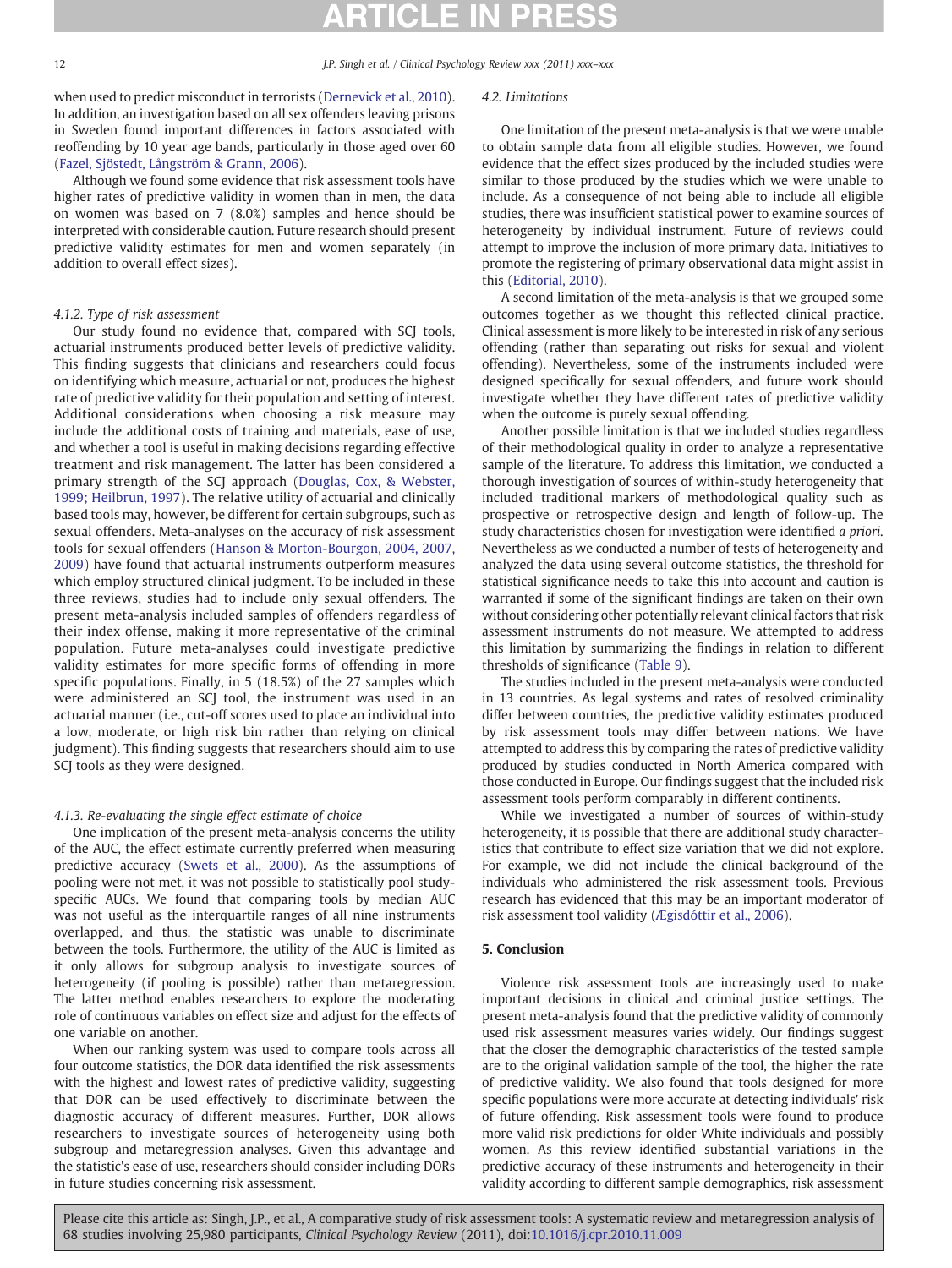when used to predict misconduct in terrorists (Dernevick et al., 2010). In addition, an investigation based on all sex offenders leaving prisons in Sweden found important differences in factors associated with reoffending by 10 year age bands, particularly in those aged over 60 (Fazel, Sjöstedt, Långström & Grann, 2006).

Although we found some evidence that risk assessment tools have higher rates of predictive validity in women than in men, the data on women was based on 7 (8.0%) samples and hence should be interpreted with considerable caution. Future research should present predictive validity estimates for men and women separately (in addition to overall effect sizes).

#### 4.1.2. Type of risk assessment

Our study found no evidence that, compared with SCJ tools, actuarial instruments produced better levels of predictive validity. This finding suggests that clinicians and researchers could focus on identifying which measure, actuarial or not, produces the highest rate of predictive validity for their population and setting of interest. Additional considerations when choosing a risk measure may include the additional costs of training and materials, ease of use, and whether a tool is useful in making decisions regarding effective treatment and risk management. The latter has been considered a primary strength of the SCJ approach (Douglas, Cox, & Webster, 1999; Heilbrun, 1997). The relative utility of actuarial and clinically based tools may, however, be different for certain subgroups, such as sexual offenders. Meta-analyses on the accuracy of risk assessment tools for sexual offenders (Hanson & Morton-Bourgon, 2004, 2007, 2009) have found that actuarial instruments outperform measures which employ structured clinical judgment. To be included in these three reviews, studies had to include only sexual offenders. The present meta-analysis included samples of offenders regardless of their index offense, making it more representative of the criminal population. Future meta-analyses could investigate predictive validity estimates for more specific forms of offending in more specific populations. Finally, in 5 (18.5%) of the 27 samples which were administered an SCJ tool, the instrument was used in an actuarial manner (i.e., cut-off scores used to place an individual into a low, moderate, or high risk bin rather than relying on clinical judgment). This finding suggests that researchers should aim to use SCJ tools as they were designed.

#### 4.1.3. Re-evaluating the single effect estimate of choice

One implication of the present meta-analysis concerns the utility of the AUC, the effect estimate currently preferred when measuring predictive accuracy (Swets et al., 2000). As the assumptions of pooling were not met, it was not possible to statistically pool study-specific AUCs. We found that comparing tools by median AUC was not useful as the interquartile ranges of all nine instruments overlapped, and thus, the statistic was unable to discriminate between the tools. Furthermore, the utility of the AUC is limited as it only allows for subgroup analysis to investigate sources of heterogeneity (if pooling is possible) rather than metaregression. The latter method enables researchers to explore the moderating role of continuous variables on effect size and adjust for the effects of one variable on another.

When our ranking system was used to compare tools across all four outcome statistics, the DOR data identified the risk assessments with the highest and lowest rates of predictive validity, suggesting that DOR can be used effectively to discriminate between the diagnostic accuracy of different measures. Further, DOR allows researchers to investigate sources of heterogeneity using both subgroup and metaregression analyses. Given this advantage and the statistic's ease of use, researchers should consider including DORs in future studies concerning risk assessment.

### 4.2. Limitations

One limitation of the present meta-analysis is that we were unable to obtain sample data from all eligible studies. However, we found evidence that the effect sizes produced by the included studies were similar to those produced by the studies which we were unable to include. As a consequence of not being able to include all eligible studies, there was insufficient statistical power to examine sources of heterogeneity by individual instrument. Future of reviews could attempt to improve the inclusion of more primary data. Initiatives to promote the registering of primary observational data might assist in this (Editorial, 2010).

A second limitation of the meta-analysis is that we grouped some outcomes together as we thought this reflected clinical practice. Clinical assessment is more likely to be interested in risk of any serious offending (rather than separating out risks for sexual and violent offending). Nevertheless, some of the instruments included were designed specifically for sexual offenders, and future work should investigate whether they have different rates of predictive validity when the outcome is purely sexual offending.

Another possible limitation is that we included studies regardless of their methodological quality in order to analyze a representative sample of the literature. To address this limitation, we conducted a thorough investigation of sources of within-study heterogeneity that included traditional markers of methodological quality such as prospective or retrospective design and length of follow-up. The study characteristics chosen for investigation were identified *a priori*. Nevertheless as we conducted a number of tests of heterogeneity and analyzed the data using several outcome statistics, the threshold for statistical significance needs to take this into account and caution is warranted if some of the significant findings are taken on their own without considering other potentially relevant clinical factors that risk assessment instruments do not measure. We attempted to address this limitation by summarizing the findings in relation to different thresholds of significance (Table 9).

The studies included in the present meta-analysis were conducted in 13 countries. As legal systems and rates of resolved criminality differ between countries, the predictive validity estimates produced by risk assessment tools may differ between nations. We have attempted to address this by comparing the rates of predictive validity produced by studies conducted in North America compared with those conducted in Europe. Our findings suggest that the included risk assessment tools perform comparably in different continents.

While we investigated a number of sources of within-study heterogeneity, it is possible that there are additional study characteristics that contribute to effect size variation that we did not explore. For example, we did not include the clinical background of the individuals who administered the risk assessment tools. Previous research has evidenced that this may be an important moderator of risk assessment tool validity (Ægisdóttir et al., 2006).

## 5. Conclusion

Violence risk assessment tools are increasingly used to make important decisions in clinical and criminal justice settings. The present meta-analysis found that the predictive validity of commonly used risk assessment measures varies widely. Our findings suggest that the closer the demographic characteristics of the tested sample are to the original validation sample of the tool, the higher the rate of predictive validity. We also found that tools designed for more specific populations were more accurate at detecting individuals' risk of future offending. Risk assessment tools were found to produce more valid risk predictions for older White individuals and possibly women. As this review identified substantial variations in the predictive accuracy of these instruments and heterogeneity in their validity according to different sample demographics, risk assessment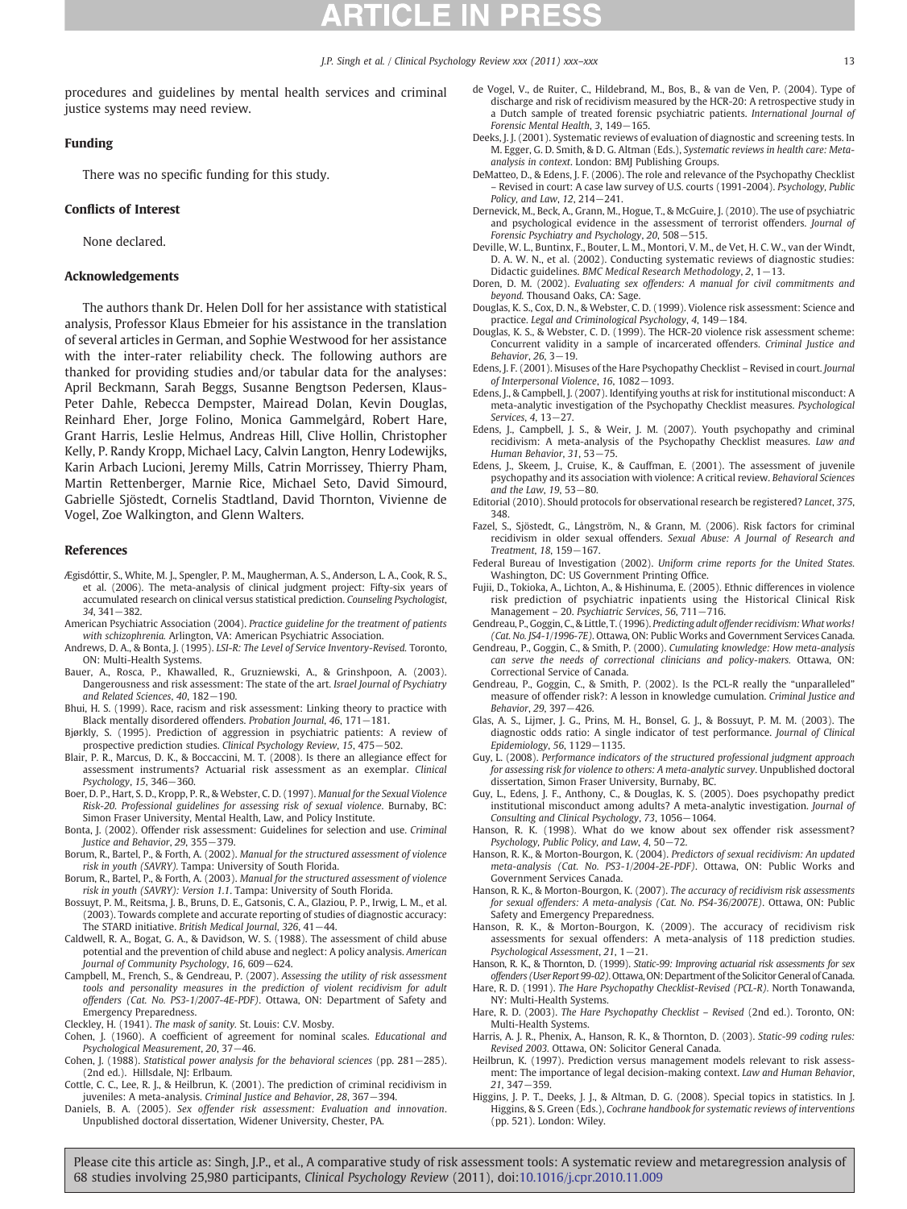procedures and guidelines by mental health services and criminal justice systems may need review.

### Funding

There was no specific funding for this study.

### Conflicts of Interest

None declared.

### Acknowledgements

The authors thank Dr. Helen Doll for her assistance with statistical analysis, Professor Klaus Ebmeier for his assistance in the translation of several articles in German, and Sophie Westwood for her assistance with the inter-rater reliability check. The following authors are thanked for providing studies and/or tabular data for the analyses: April Beckmann, Sarah Beggs, Susanne Bengtson Pedersen, Klaus-Peter Dahle, Rebecca Dempster, Mairead Dolan, Kevin Douglas, Reinhard Eher, Jorge Folino, Monica Gammelgård, Robert Hare, Grant Harris, Leslie Helmus, Andreas Hill, Clive Hollin, Christopher Kelly, P. Randy Kropp, Michael Lacy, Calvin Langton, Henry Lodewijks, Karin Arbach Lucioni, Jeremy Mills, Catrin Morrissey, Thierry Pham, Martin Rettenberger, Marnie Rice, Michael Seto, David Simourd, Gabrielle Sjöstedt, Cornelis Stadtland, David Thornton, Vivienne de Vogel, Zoe Walkington, and Glenn Walters.

### References

Ægisdóttir, S., White, M. J., Spengler, P. M., Maugherman, A. S., Anderson, L. A., Cook, R. S., et al. (2006). The meta-analysis of clinical judgment project: Fifty-six years of accumulated research on clinical versus statistical prediction. *Counseling Psychologist*, *34*, 341−382.

American Psychiatric Association (2004). *Practice guideline for the treatment of patients with schizophrenia.* Arlington, VA: American Psychiatric Association.

Andrews, D. A., & Bonta, J. (1995). *LSI-R: The Level of Service Inventory-Revised.* Toronto, ON: Multi-Health Systems.

Bauer, A., Rosca, P., Khawalled, R., Gruzniewski, A., & Grinshpoon, A. (2003). Dangerousness and risk assessment: The state of the art. *Israel Journal of Psychiatry and Related Sciences*, *40*, 182−190.

Bhui, H. S. (1999). Race, racism and risk assessment: Linking theory to practice with Black mentally disordered offenders. *Probation Journal*, *46*, 171−181.

Bjørkly, S. (1995). Prediction of aggression in psychiatric patients: A review of prospective prediction studies. *Clinical Psychology Review*, *15*, 475−502.

Blair, P. R., Marcus, D. K., & Boccaccini, M. T. (2008). Is there an allegiance effect for assessment instruments? Actuarial risk assessment as an exemplar. *Clinical Psychology*, *15*, 346−360.

Boer, D. P., Hart, S. D., Kropp, P. R., & Webster, C. D. (1997). *Manual for the Sexual Violence Risk-20. Professional guidelines for assessing risk of sexual violence.* Burnaby, BC: Simon Fraser University, Mental Health, Law, and Policy Institute.

Bonta, J. (2002). Offender risk assessment: Guidelines for selection and use. *Criminal Justice and Behavior*, *29*, 355−379.

Borum, R., Bartel, P., & Forth, A. (2002). *Manual for the structured assessment of violence risk in youth (SAVRY).* Tampa: University of South Florida.

Borum, R., Bartel, P., & Forth, A. (2003). *Manual for the structured assessment of violence risk in youth (SAVRY): Version 1.1.* Tampa: University of South Florida.

Bossuyt, P. M., Reitsma, J. B., Bruns, D. E., Gatsonis, C. A., Glaziou, P. P., Irwig, L. M., et al. (2003). Towards complete and accurate reporting of studies of diagnostic accuracy: The STARD initiative. *British Medical Journal*, *326*, 41−44.

Caldwell, R. A., Bogat, G. A., & Davidson, W. S. (1988). The assessment of child abuse potential and the prevention of child abuse and neglect: A policy analysis. *American Journal of Community Psychology*, *16*, 609−624.

Campbell, M., French, S., & Gendreau, P. (2007). *Assessing the utility of risk assessment tools and personality measures in the prediction of violent recidivism for adult offenders (Cat. No. PS3-1/2007-4E-PDF).* Ottawa, ON: Department of Safety and Emergency Preparedness.

Cleckley, H. (1941). *The mask of sanity.* St. Louis: C.V. Mosby.

Cohen, J. (1960). A coefficient of agreement for nominal scales. *Educational and Psychological Measurement*, *20*, 37−46.

Cohen, J. (1988). *Statistical power analysis for the behavioral sciences* (pp. 281−285). (2nd ed.). Hillsdale, NJ: Erlbaum.

Cottle, C. C., Lee, R. J., & Heilbrun, K. (2001). The prediction of criminal recidivism in juveniles: A meta-analysis. *Criminal Justice and Behavior*, *28*, 367−394.

Daniels, B. A. (2005). *Sex offender risk assessment: Evaluation and innovation.* Unpublished doctoral dissertation, Widener University, Chester, PA.

de Vogel, V., de Ruiter, C., Hildebrand, M., Bos, B., & van de Ven, P. (2004). Type of discharge and risk of recidivism measured by the HCR-20: A retrospective study in a Dutch sample of treated forensic psychiatric patients. *International Journal of Forensic Mental Health*, *3*, 149−165.

Deeks, J. J. (2001). Systematic reviews of evaluation of diagnostic and screening tests. In M. Egger, G. D. Smith, & D. G. Altman (Eds.), *Systematic reviews in health care: Meta-analysis in context.* London: BMJ Publishing Groups.

DeMatteo, D., & Edens, J. F. (2006). The role and relevance of the Psychopathy Checklist – Revised in court: A case law survey of U.S. courts (1991-2004). *Psychology, Public Policy, and Law*, *12*, 214−241.

Dernevick, M., Beck, A., Grann, M., Hogue, T., & McGuire, J. (2010). The use of psychiatric and psychological evidence in the assessment of terrorist offenders. *Journal of Forensic Psychiatry and Psychology*, *20*, 508−515.

Deville, W. L., Buntinx, F., Bouter, L. M., Montori, V. M., de Vet, H. C. W., van der Windt, D. A. W. N., et al. (2002). Conducting systematic reviews of diagnostic studies: Didactic guidelines. *BMC Medical Research Methodology*, *2*, 1−13.

Doren, D. M. (2002). *Evaluating sex offenders: A manual for civil commitments and beyond.* Thousand Oaks, CA: Sage.

Douglas, K. S., Cox, D. N., & Webster, C. D. (1999). Violence risk assessment: Science and practice. *Legal and Criminological Psychology*, *4*, 149−184.

Douglas, K. S., & Webster, C. D. (1999). The HCR-20 violence risk assessment scheme: Concurrent validity in a sample of incarcerated offenders. *Criminal Justice and Behavior*, *26*, 3−19.

Edens, J. F. (2001). Misuses of the Hare Psychopathy Checklist – Revised in court. *Journal of Interpersonal Violence*, *16*, 1082−1093.

Edens, J., & Campbell, J. (2007). Identifying youths at risk for institutional misconduct: A meta-analytic investigation of the Psychopathy Checklist measures. *Psychological Services*, *4*, 13−27.

Edens, J., Campbell, J. S., & Weir, J. M. (2007). Youth psychopathy and criminal recidivism: A meta-analysis of the Psychopathy Checklist measures. *Law and Human Behavior*, *31*, 53−75.

Edens, J., Skeem, J., Cruise, K., & Cauffman, E. (2001). The assessment of juvenile psychopathy and its association with violence: A critical review. *Behavioral Sciences and the Law*, *19*, 53−80.

Editorial (2010). Should protocols for observational research be registered? *Lancet*, *375*, 348.

Fazel, S., Sjöstedt, G., Långström, N., & Grann, M. (2006). Risk factors for criminal recidivism in older sexual offenders. *Sexual Abuse: A Journal of Research and Treatment*, *18*, 159−167.

Federal Bureau of Investigation (2002). *Uniform crime reports for the United States.* Washington, DC: US Government Printing Office.

Fujii, D., Tokioka, A., Lichton, A., & Hishinuma, E. (2005). Ethnic differences in violence risk prediction of psychiatric inpatients using the Historical Clinical Risk Management – 20. *Psychiatric Services*, *56*, 711−716.

Gendreau, P., Goggin, C., & Little, T. (1996). *Predicting adult offender recidivism: What works! (Cat. No. JS4-1/1996-7E).* Ottawa, ON: Public Works and Government Services Canada.

Gendreau, P., Goggin, C., & Smith, P. (2000). *Cumulating knowledge: How meta-analysis can serve the needs of correctional clinicians and policy-makers.* Ottawa, ON: Correctional Service of Canada.

Gendreau, P., Goggin, C., & Smith, P. (2002). Is the PCL-R really the "unparalleled" measure of offender risk?: A lesson in knowledge cumulation. *Criminal Justice and Behavior*, *29*, 397−426.

Glas, A. S., Lijmer, J. G., Prins, M. H., Bonsel, G. J., & Bossuyt, P. M. M. (2003). The diagnostic odds ratio: A single indicator of test performance. *Journal of Clinical Epidemiology*, *56*, 1129−1135.

Guy, L. (2008). *Performance indicators of the structured professional judgment approach for assessing risk for violence to others: A meta-analytic survey.* Unpublished doctoral dissertation, Simon Fraser University, Burnaby, BC.

Guy, L., Edens, J. F., Anthony, C., & Douglas, K. S. (2005). Does psychopathy predict institutional misconduct among adults? A meta-analytic investigation. *Journal of Consulting and Clinical Psychology*, *73*, 1056−1064.

Hanson, R. K. (1998). What do we know about sex offender risk assessment? *Psychology, Public Policy, and Law*, *4*, 50−72.

Hanson, R. K., & Morton-Bourgon, K. (2004). *Predictors of sexual recidivism: An updated meta-analysis (Cat. No. PS3-1/2004-2E-PDF).* Ottawa, ON: Public Works and Government Services Canada.

Hanson, R. K., & Morton-Bourgon, K. (2007). *The accuracy of recidivism risk assessments for sexual offenders: A meta-analysis (Cat. No. PS4-36/2007E).* Ottawa, ON: Public Safety and Emergency Preparedness.

Hanson, R. K., & Morton-Bourgon, K. (2009). The accuracy of recidivism risk assessments for sexual offenders: A meta-analysis of 118 prediction studies. *Psychological Assessment*, *21*, 1−21.

Hanson, R. K., & Thornton, D. (1999). *Static-99: Improving actuarial risk assessments for sex offenders (User Report 99-02).* Ottawa, ON: Department of the Solicitor General of Canada.

Hare, R. D. (1991). *The Hare Psychopathy Checklist-Revised (PCL-R).* North Tonawanda, NY: Multi-Health Systems.

Hare, R. D. (2003). *The Hare Psychopathy Checklist – Revised* (2nd ed.). Toronto, ON: Multi-Health Systems.

Harris, A. J. R., Phenix, A., Hanson, R. K., & Thornton, D. (2003). *Static-99 coding rules: Revised 2003.* Ottawa, ON: Solicitor General Canada.

Heilbrun, K. (1997). Prediction versus management models relevant to risk assessment: The importance of legal decision-making context. *Law and Human Behavior*, *21*, 347−359.

Higgins, J. P. T., Deeks, J. J., & Altman, D. G. (2008). Special topics in statistics. In J. Higgins, & S. Green (Eds.), *Cochrane handbook for systematic reviews of interventions* (pp. 521). London: Wiley.

Please cite this article as: Singh, J.P., et al., A comparative study of risk assessment tools: A systematic review and metaregression analysis of 68 studies involving 25,980 participants, *Clinical Psychology Review* (2011), doi:10.1016/j.cpr.2010.11.009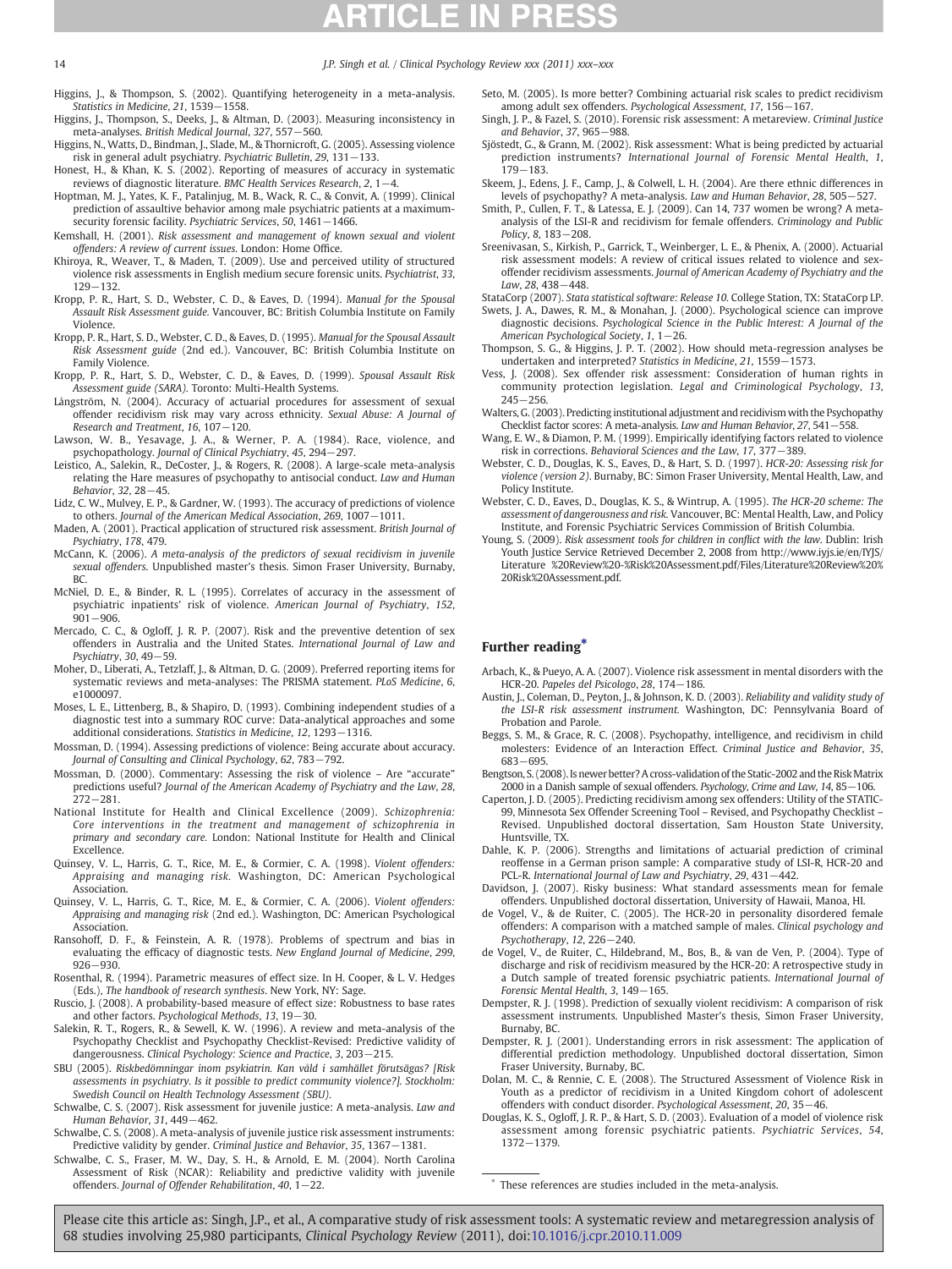Higgins, J., & Thompson, S. (2002). Quantifying heterogeneity in a meta-analysis. *Statistics in Medicine*, *21*, 1539−1558.

Higgins, J., Thompson, S., Deeks, J., & Altman, D. (2003). Measuring inconsistency in meta-analyses. *British Medical Journal*, *327*, 557−560.

Higgins, N., Watts, D., Bindman, J., Slade, M., & Thornicroft, G. (2005). Assessing violence risk in general adult psychiatry. *Psychiatric Bulletin*, *29*, 131−133.

Honest, H., & Khan, K. S. (2002). Reporting of measures of accuracy in systematic reviews of diagnostic literature. *BMC Health Services Research*, *2*, 1−4.

Hoptman, M. J., Yates, K. F., Patalinjug, M. B., Wack, R. C., & Convit, A. (1999). Clinical prediction of assaultive behavior among male psychiatric patients at a maximum-security forensic facility. *Psychiatric Services*, *50*, 1461−1466.

Kemshall, H. (2001). *Risk assessment and management of known sexual and violent offenders: A review of current issues.* London: Home Office.

Khiroya, R., Weaver, T., & Maden, T. (2009). Use and perceived utility of structured violence risk assessments in English medium secure forensic units. *Psychiatrist*, *33*, 129−132.

Kropp, P. R., Hart, S. D., Webster, C. D., & Eaves, D. (1994). *Manual for the Spousal Assault Risk Assessment guide.* Vancouver, BC: British Columbia Institute on Family Violence.

Kropp, P. R., Hart, S. D., Webster, C. D., & Eaves, D. (1995). *Manual for the Spousal Assault Risk Assessment guide* (2nd ed.). Vancouver, BC: British Columbia Institute on Family Violence.

Kropp, P. R., Hart, S. D., Webster, C. D., & Eaves, D. (1999). *Spousal Assault Risk Assessment guide (SARA).* Toronto: Multi-Health Systems.

Långström, N. (2004). Accuracy of actuarial procedures for assessment of sexual offender recidivism risk may vary across ethnicity. *Sexual Abuse: A Journal of Research and Treatment*, *16*, 107−120.

Lawson, W. B., Yesavage, J. A., & Werner, P. A. (1984). Race, violence, and psychopathology. *Journal of Clinical Psychiatry*, *45*, 294−297.

Leistico, A., Salekin, R., DeCoster, J., & Rogers, R. (2008). A large-scale meta-analysis relating the Hare measures of psychopathy to antisocial conduct. *Law and Human Behavior*, *32*, 28−45.

Lidz, C. W., Mulvey, E. P., & Gardner, W. (1993). The accuracy of predictions of violence to others. *Journal of the American Medical Association*, *269*, 1007−1011.

Maden, A. (2001). Practical application of structured risk assessment. *British Journal of Psychiatry*, *178*, 479.

McCann, K. (2006). *A meta-analysis of the predictors of sexual recidivism in juvenile sexual offenders.* Unpublished master's thesis. Simon Fraser University, Burnaby, BC.

McNiel, D. E., & Binder, R. L. (1995). Correlates of accuracy in the assessment of psychiatric inpatients' risk of violence. *American Journal of Psychiatry*, *152*, 901−906.

Mercado, C. C., & Ogloff, J. R. P. (2007). Risk and the preventive detention of sex offenders in Australia and the United States. *International Journal of Law and Psychiatry*, *30*, 49−59.

Moher, D., Liberati, A., Tetzlaff, J., & Altman, D. G. (2009). Preferred reporting items for systematic reviews and meta-analyses: The PRISMA statement. *PLoS Medicine*, *6*, e1000097.

Moses, L. E., Littenberg, B., & Shapiro, D. (1993). Combining independent studies of a diagnostic test into a summary ROC curve: Data-analytical approaches and some additional considerations. *Statistics in Medicine*, *12*, 1293−1316.

Mossman, D. (1994). Assessing predictions of violence: Being accurate about accuracy. *Journal of Consulting and Clinical Psychology*, *62*, 783−792.

Mossman, D. (2000). Commentary: Assessing the risk of violence – Are "accurate" predictions useful? *Journal of the American Academy of Psychiatry and the Law*, *28*, 272−281.

National Institute for Health and Clinical Excellence (2009). *Schizophrenia: Core interventions in the treatment and management of schizophrenia in primary and secondary care.* London: National Institute for Health and Clinical Excellence.

Quinsey, V. L., Harris, G. T., Rice, M. E., & Cormier, C. A. (1998). *Violent offenders: Appraising and managing risk.* Washington, DC: American Psychological Association.

Quinsey, V. L., Harris, G. T., Rice, M. E., & Cormier, C. A. (2006). *Violent offenders: Appraising and managing risk* (2nd ed.). Washington, DC: American Psychological Association.

Ransohoff, D. F., & Feinstein, A. R. (1978). Problems of spectrum and bias in evaluating the efficacy of diagnostic tests. *New England Journal of Medicine*, *299*, 926−930.

Rosenthal, R. (1994). Parametric measures of effect size. In H. Cooper, & L. V. Hedges (Eds.), *The handbook of research synthesis*. New York, NY: Sage.

Ruscio, J. (2008). A probability-based measure of effect size: Robustness to base rates and other factors. *Psychological Methods*, *13*, 19−30.

Salekin, R. T., Rogers, R., & Sewell, K. W. (1996). A review and meta-analysis of the Psychopathy Checklist and Psychopathy Checklist-Revised: Predictive validity of dangerousness. *Clinical Psychology: Science and Practice*, *3*, 203−215.

SBU (2005). *Riskbedömningar inom psykiatrin. Kan våld i samhället förutsägas? [Risk assessments in psychiatry. Is it possible to predict community violence?]. Stockholm: Swedish Council on Health Technology Assessment (SBU).*

Schwalbe, C. S. (2007). Risk assessment for juvenile justice: A meta-analysis. *Law and Human Behavior*, *31*, 449−462.

Schwalbe, C. S. (2008). A meta-analysis of juvenile justice risk assessment instruments: Predictive validity by gender. *Criminal Justice and Behavior*, *35*, 1367−1381.

Schwalbe, C. S., Fraser, M. W., Day, S. H., & Arnold, E. M. (2004). North Carolina Assessment of Risk (NCAR): Reliability and predictive validity with juvenile offenders. *Journal of Offender Rehabilitation*, *40*, 1−22.

Seto, M. (2005). Is more better? Combining actuarial risk scales to predict recidivism among adult sex offenders. *Psychological Assessment*, *17*, 156−167.

Singh, J. P., & Fazel, S. (2010). Forensic risk assessment: A metareview. *Criminal Justice and Behavior*, *37*, 965−988.

Sjöstedt, G., & Grann, M. (2002). Risk assessment: What is being predicted by actuarial prediction instruments? *International Journal of Forensic Mental Health*, *1*, 179−183.

Skeem, J., Edens, J. F., Camp, J., & Colwell, L. H. (2004). Are there ethnic differences in levels of psychopathy? A meta-analysis. *Law and Human Behavior*, *28*, 505−527.

Smith, P., Cullen, F. T., & Latessa, E. J. (2009). Can 14, 737 women be wrong? A meta-analysis of the LSI-R and recidivism for female offenders. *Criminology and Public Policy*, *8*, 183−208.

Sreenivasan, S., Kirkish, P., Garrick, T., Weinberger, L. E., & Phenix, A. (2000). Actuarial risk assessment models: A review of critical issues related to violence and sex-offender recidivism assessments. *Journal of American Academy of Psychiatry and the Law*, *28*, 438−448.

StataCorp (2007). *Stata statistical software: Release 10.* College Station, TX: StataCorp LP.

Swets, J. A., Dawes, R. M., & Monahan, J. (2000). Psychological science can improve diagnostic decisions. *Psychological Science in the Public Interest: A Journal of the American Psychological Society*, *1*, 1−26.

Thompson, S. G., & Higgins, J. P. T. (2002). How should meta-regression analyses be undertaken and interpreted? *Statistics in Medicine*, *21*, 1559−1573.

Vess, J. (2008). Sex offender risk assessment: Consideration of human rights in community protection legislation. *Legal and Criminological Psychology*, *13*, 245−256.

Walters, G. (2003). Predicting institutional adjustment and recidivism with the Psychopathy Checklist factor scores: A meta-analysis. *Law and Human Behavior*, *27*, 541−558.

Wang, E. W., & Diamon, P. M. (1999). Empirically identifying factors related to violence risk in corrections. *Behavioral Sciences and the Law*, *17*, 377−389.

Webster, C. D., Douglas, K. S., Eaves, D., & Hart, S. D. (1997). *HCR-20: Assessing risk for violence (version 2).* Burnaby, BC: Simon Fraser University, Mental Health, Law, and Policy Institute.

Webster, C. D., Eaves, D., Douglas, K. S., & Wintrup, A. (1995). *The HCR-20 scheme: The assessment of dangerousness and risk.* Vancouver, BC: Mental Health, Law, and Policy Institute, and Forensic Psychiatric Services Commission of British Columbia.

Young, S. (2009). *Risk assessment tools for children in conflict with the law.* Dublin: Irish Youth Justice Service Retrieved December 2, 2008 from http://www.iyjs.ie/en/IYJS/Literature %20Review%20-%Risk%20Assessment.pdf/Files/Literature%20Review%20%20Risk%20Assessment.pdf.

## Further reading*

Arbach, K., & Pueyo, A. A. (2007). Violence risk assessment in mental disorders with the HCR-20. *Papeles del Psicologo*, *28*, 174−186.

Austin, J., Coleman, D., Peyton, J., & Johnson, K. D. (2003). *Reliability and validity study of the LSI-R risk assessment instrument.* Washington, DC: Pennsylvania Board of Probation and Parole.

Beggs, S. M., & Grace, R. C. (2008). Psychopathy, intelligence, and recidivism in child molesters: Evidence of an Interaction Effect. *Criminal Justice and Behavior*, *35*, 683−695.

Bengtson, S. (2008). Is newer better? A cross-validation of the Static-2002 and the Risk Matrix 2000 in a Danish sample of sexual offenders. *Psychology, Crime and Law*, *14*, 85−106.

Caperton, J. D. (2005). Predicting recidivism among sex offenders: Utility of the STATIC-99, Minnesota Sex Offender Screening Tool – Revised, and Psychopathy Checklist – Revised. Unpublished doctoral dissertation, Sam Houston State University, Huntsville, TX.

Dahle, K. P. (2006). Strengths and limitations of actuarial prediction of criminal reoffense in a German prison sample: A comparative study of LSI-R, HCR-20 and PCL-R. *International Journal of Law and Psychiatry*, *29*, 431−442.

Davidson, J. (2007). Risky business: What standard assessments mean for female offenders. Unpublished doctoral dissertation, University of Hawaii, Manoa, HI.

de Vogel, V., & de Ruiter, C. (2005). The HCR-20 in personality disordered female offenders: A comparison with a matched sample of males. *Clinical psychology and Psychotherapy*, *12*, 226−240.

de Vogel, V., de Ruiter, C., Hildebrand, M., Bos, B., & van de Ven, P. (2004). Type of discharge and risk of recidivism measured by the HCR-20: A retrospective study in a Dutch sample of treated forensic psychiatric patients. *International Journal of Forensic Mental Health*, *3*, 149−165.

Dempster, R. J. (1998). Prediction of sexually violent recidivism: A comparison of risk assessment instruments. Unpublished Master's thesis, Simon Fraser University, Burnaby, BC.

Dempster, R. J. (2001). Understanding errors in risk assessment: The application of differential prediction methodology. Unpublished doctoral dissertation, Simon Fraser University, Burnaby, BC.

Dolan, M. C., & Rennie, C. E. (2008). The Structured Assessment of Violence Risk in Youth as a predictor of recidivism in a United Kingdom cohort of adolescent offenders with conduct disorder. *Psychological Assessment*, *20*, 35−46.

Douglas, K. S., Ogloff, J. R. P., & Hart, S. D. (2003). Evaluation of a model of violence risk assessment among forensic psychiatric patients. *Psychiatric Services*, *54*, 1372−1379.

\* These references are studies included in the meta-analysis.

Please cite this article as: Singh, J.P., et al., A comparative study of risk assessment tools: A systematic review and metaregression analysis of 68 studies involving 25,980 participants, *Clinical Psychology Review* (2011), doi:10.1016/j.cpr.2010.11.009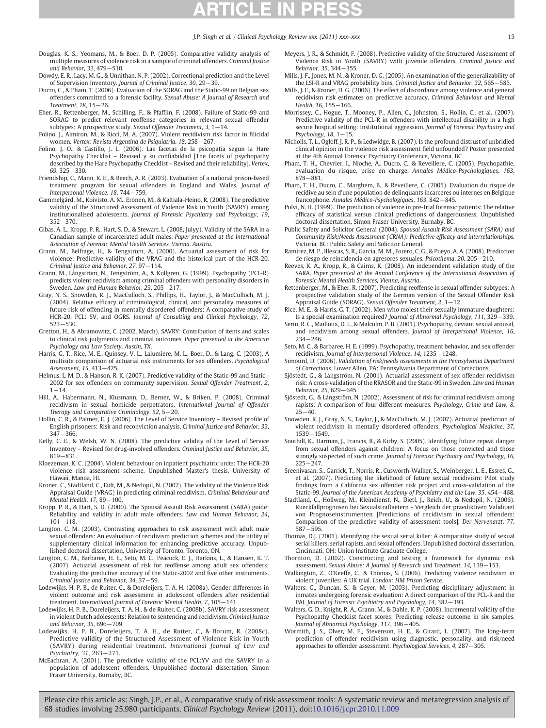Douglas, K. S., Yeomans, M., & Boer, D. P. (2005). Comparative validity analysis of multiple measures of violence risk in a sample of criminal offenders. *Criminal Justice and Behavior*, *32*, 479−510.

Dowdy, E. R., Lacy, M. G., & Unnithan, N. P. (2002). Correctional prediction and the Level of Supervision Inventory. *Journal of Criminal Justice*, *30*, 29−39.

Ducro, C., & Pham, T. (2006). Evaluation of the SORAG and the Static-99 on Belgian sex offenders committed to a forensic facility. *Sexual Abuse: A Journal of Research and Treatment*, *18*, 15−26.

Eher, R., Rettenberger, M., Schilling, F., & Pfafflin, F. (2008). Failure of Static-99 and SORAG to predict relevant reoffense categories in relevant sexual offender subtypes: A prospective study. *Sexual Offender Treatment*, *3*, 1−14.

Folino, J., Almiron, M., & Ricci, M. A. (2007). Violent recidivism risk factor in filicidal women. *Vertex: Revista Argentina de Psiquiatria*, *18*, 258−267.

Folino, J. O., & Castillo, J. L. (2006). Las facetas de la psicopatia segun la Hare Psychopathy Checklist – Revised y su confiabildad [The facets of psychopathy described by the Hare Psychopathy Checklist – Revised and their reliability]. *Vertex*, *69*, 325−330.

Friendship, C., Mann, R. E., & Beech, A. R. (2003). Evaluation of a national prison-based treatment program for sexual offenders in England and Wales. *Journal of Interpersonal Violence*, *18*, 744−759.

Gammelgård, M., Koivisto, A. M., Eronen, M., & Kaltiala-Heino, R. (2008). The predictive validity of the Structured Assessment of Violence Risk in Youth (SAVRY) among institutionalised adolescents. *Journal of Forensic Psychiatry and Psychology*, *19*, 352−370.

Gibas, A. L., Kropp, P. R., Hart, S. D., & Stewart, L. (2008, Julyy). Validity of the SARA in a Canadian sample of incarcerated adult males. *Paper presented at the International Association of Forensic Mental Health Services, Vienna, Austria.*

Grann, M., Belfrage, H., & Tengström, A. (2000). Actuarial assessment of risk for violence: Predictive validity of the VRAG and the historical part of the HCR-20. *Criminal Justice and Behavior*, *27*, 97−114.

Grann, M., Långström, N., Tengström, A., & Kullgren, G. (1999). Psychopathy (PCL-R) predicts violent recidivism among criminal offenders with personality disorders in Sweden. *Law and Human Behavior*, *23*, 205−217.

Gray, N. S., Snowden, R. J., MacCulloch, S., Phillips, H., Taylor, J., & MacCulloch, M. J. (2004). Relative efficacy of criminological, clinical, and personality measures of future risk of offending in mentally disordered offenders: A comparative study of HCR-20, PCL: SV, and OGRS. *Journal of Consulting and Clinical Psychology*, *72*, 523−530.

Gretton, H., & Abramowitz, C. (2002, March). SAVRY: Contribution of items and scales to clinical risk judgments and criminal outcomes. *Paper presented at the American Psychology and Law Society, Austin, TX.*

Harris, G. T., Rice, M. E., Quinsey, V. L., Lalumiere, M. L., Boer, D., & Lang, C. (2003). A multisite comparison of actuarial risk instruments for sex offenders. *Psychological Assessment*, *15*, 413−425.

Helmus, L. M. D., & Hanson, R. K. (2007). Predictive validity of the Static-99 and Static - 2002 for sex offenders on community supervision. *Sexual Offender Treatment*, *2*, 1−14.

Hill, A., Habermann, N., Klusmann, D., Berner, W., & Briken, P. (2008). Criminal recidivism in sexual homicide perpetrators. *International Journal of Offender Therapy and Comparative Criminology*, *52*, 5−20.

Hollin, C. R., & Palmer, E. J. (2006). The Level of Service Inventory – Revised profile of English prisoners: Risk and reconviction analysis. *Criminal Justice and Behavior*, *33*, 347−366.

Kelly, C. E., & Welsh, W. N. (2008). The predictive validity of the Level of Service Inventory – Revised for drug-involved offenders. *Criminal Justice and Behavior*, *35*, 819−831.

Kloezeman, K. C. (2004). Violent behaviour on inpatient psychiatric units: The HCR-20 violence risk assessment scheme. Unpublished Master's thesis, University of Hawaii, Manoa, HI.

Kroner, C., Stadtland, C., Eidt, M., & Nedopil, N. (2007). The validity of the Violence Risk Appraisal Guide (VRAG) in predicting criminal recidivism. *Criminal Behaviour and Mental Health*, *17*, 89−100.

Kropp, P. R., & Hart, S. D. (2000). The Spousal Assault Risk Assessment (SARA) guide: Reliability and validity in adult male offenders. *Law and Human Behavior*, *24*, 101−118.

Langton, C. M. (2003). Contrasting approaches to risk assessment with adult male sexual offenders: An evaluation of recidivism prediction schemes and the utility of supplementary clinical information for enhancing predictive accuracy. Unpublished doctoral dissertation, University of Toronto, Toronto, ON.

Langton, C. M., Barbaree, H. E., Seto, M. C., Peacock, E. J., Harkins, L., & Hansen, K. T. (2007). Actuarial assessment of risk for reoffense among adult sex offenders: Evaluating the predictive accuracy of the Static-2002 and five other instruments. *Criminal Justice and Behavior*, *34*, 37−59.

Lodewijks, H. P. B., de Ruiter, C., & Doreleijers, T. A. H. (2008a). Gender differences in violent outcome and risk assessment in adolescent offenders after residential treatment. *International Journal of Forensic Mental Health*, *7*, 105−141.

Lodewijks, H. P. B., Doreleijers, T. A. H., & de Ruiter, C. (2008b). SAVRY risk assessment in violent Dutch adolescents: Relation to sentencing and recidivism. *Criminal Justice and Behavior*, *35*, 696−709.

Lodewijks, H. P. B., Doreleijers, T. A. H., de Ruiter, C., & Borum, R. (2008c). Predictive validity of the Structured Assessment of Violence Risk in Youth (SAVRY) during residential treatment. *International Journal of Law and Psychiatry*, *31*, 263−271.

McEachran, A. (2001). The predictive validity of the PCL:YV and the SAVRY in a population of adolescent offenders. Unpublished doctoral dissertation, Simon Fraser University, Burnaby, BC.

Meyers, J. R., & Schmidt, F. (2008). Predictive validity of the Structured Assessment of Violence Risk in Youth (SAVRY) with juvenile offenders. *Criminal Justice and Behavior*, *35*, 344−355.

Mills, J. F., Jones, M. N., & Kroner, D. G. (2005). An examination of the generalizability of the LSI-R and VRAG probability bins. *Criminal Justice and Behavior*, *32*, 565−585.

Mills, J. F., & Kroner, D. G. (2006). The effect of discordance among violence and general recidivism risk estimates on predictive accuracy. *Criminal Behaviour and Mental Health*, *16*, 155−166.

Morrissey, C., Hogue, T., Mooney, P., Allen, C., Johnston, S., Hollin, C., et al. (2007). Predictive validity of the PCL-R in offenders with intellectual disability in a high secure hospital setting: Institutional aggression. *Journal of Forensic Psychiatry and Psychology*, *18*, 1−15.

Nicholls, T. L., Ogloff, J. R. P., & Ledwidge, B. (2007). Is the profound distrust of unbridled clinical opinion in the violence risk assessment field unfounded? Poster presented at the 4th Annual Forensic Psychiatry Conference, Victoria, BC.

Pham, T. H., Chevrier, I., Nioche, A., Ducro, C., & Reveillere, C. (2005). Psychopathie, evaluation du risque, prise en charge. *Annales Médico-Psychologiques*, *163*, 878−881.

Pham, T. H., Ducro, C., Marghem, B., & Reveillere, C. (2005). Evaluation du risque de recidive au sein d'une population de delinquants incarceres ou internes en Belgique francophone. *Annales Médico-Psychologiques*, *163*, 842−845.

Polvi, N. H. (1999). The prediction of violence in pre-trial forensic patients: The relative efficacy of statistical versus clinical predictions of dangerousness. Unpublished doctoral dissertation, Simon Fraser University, Burnaby, BC.

Public Safety and Solicitor General (2004). *Spousal Assault Risk Assessment (SARA) and Community Risk/Needs Assessment (CRNA): Predictive efficacy and interrelationships.* Victoria, BC: Public Safety and Solicitor General.

Ramirez, M. P., Illescas, S. R., Garcia, M. M., Forero, C. G., & Pueyo, A. A. (2008). Prediccion de riesgo de reincidencia en agresores sexuales. *Psicothema*, *20*, 205−210.

Reeves, K. A., Kropp, R., & Cairns, K. (2008). An independent validation study of the SARA. *Paper presented at the Annual Conference of the International Association of Forensic Mental Health Services, Vienna, Austria.*

Rettenberger, M., & Eher, R. (2007). Predicting reoffense in sexual offender subtypes: A prospective validation study of the German version of the Sexual Offender Risk Appraisal Guide (SORAG). *Sexual Offender Treatment*, *2*, 1−12.

Rice, M. E., & Harris, G. T. (2002). Men who molest their sexually immature daughters: Is a special examination required? *Journal of Abnormal Psychology*, *111*, 329−339.

Serin, R. C., Mailloux, D. L., & Malcolm, P. B. (2001). Psychopathy, deviant sexual arousal, and recidivism among sexual offenders. *Journal of Interpersonal Violence*, *16*, 234−246.

Seto, M. C., & Barbaree, H. E. (1999). Psychopathy, treatment behavior, and sex offender recidivism. *Journal of Interpersonal Violence*, *14*, 1235−1248.

Simourd, D. (2006). *Validation of risk/needs assessments in the Pennsylvania Department of Corrections.* Lower Allen, PA: Pennsylvania Department of Corrections.

Sjöstedt, G., & Långström, N. (2001). Actuarial assessment of sex offender recidivism risk: A cross-validation of the RRASOR and the Static-99 in Sweden. *Law and Human Behavior*, *25*, 629−645.

Sjöstedt, G., & Långström, N. (2002). Assessment of risk for criminal recidivism among rapists: A comparison of four different measures. *Psychology, Crime and Law*, *8*, 25−40.

Snowden, R. J., Gray, N. S., Taylor, J., & MacCulloch, M. J. (2007). Actuarial prediction of violent recidivism in mentally disordered offenders. *Psychological Medicine*, *37*, 1539−1549.

Soothill, K., Harman, J., Francis, B., & Kirby, S. (2005). Identifying future repeat danger from sexual offenders against children: A focus on those convicted and those strongly suspected of such crime. *Journal of Forensic Psychiatry and Psychology*, *16*, 225−247.

Sreenivasan, S., Garrick, T., Norris, R., Cusworth-Walker, S., Weinberger, L. E., Essres, G., et al. (2007). Predicting the likelihood of future sexual recidivism: Pilot study findings from a California sex offender risk project and cross-validation of the Static-99. *Journal of the American Academy of Psychiatry and the Law*, *35*, 454−468.

Stadtland, C., Hollweg, M., Kleindienst, N., Dietl, J., Reich, U., & Nedopil, N. (2006). Rueckfallprognosen bei Sexualstraftaetern - Vergleich der praediktiven Validitaet von Prognoseinstrumenten [Predictions of recidivism in sexual offenders: Comparison of the predictive validity of assessment tools]. *Der Nervenarzt*, *77*, 587−595.

Thomas, D.J. (2001). Identifying the sexual serial killer: A comparative study of sexual serial killers, serial rapists, and sexual offenders. Unpublished doctoral dissertation, Cincinnati, OH: Union Institute Graduate College.

Thornton, D. (2002). Constructing and testing a framework for dynamic risk assessment. *Sexual Abuse: A Journal of Research and Treatment*, *14*, 139−153.

Walkington, Z., O'Keeffe, C., & Thomas, S. (2006). Predicting violence recidivism in violent juveniles: A UK trial. *London: HM Prison Service*.

Walters, G., Duncan, S., & Geyer, M. (2003). Predicting disciplinary adjustment in inmates undergoing forensic evaluation: A direct comparison of the PCL-R and the PAI. *Journal of Forensic Psychiatry and Psychology*, *14*, 382−393.

Walters, G. D., Knight, R. A., Grann, M., & Dahle, K. P. (2008). Incremental validity of the Psychopathy Checklist facet scores: Predicting release outcome in six samples. *Journal of Abnormal Psychology*, *117*, 396−405.

Wormith, J. S., Olver, M. E., Stevenson, H. E., & Girard, L. (2007). The long-term prediction of offender recidivism using diagnostic, personality, and risk/need approaches to offender assessment. *Psychological Services*, *4*, 287−305.